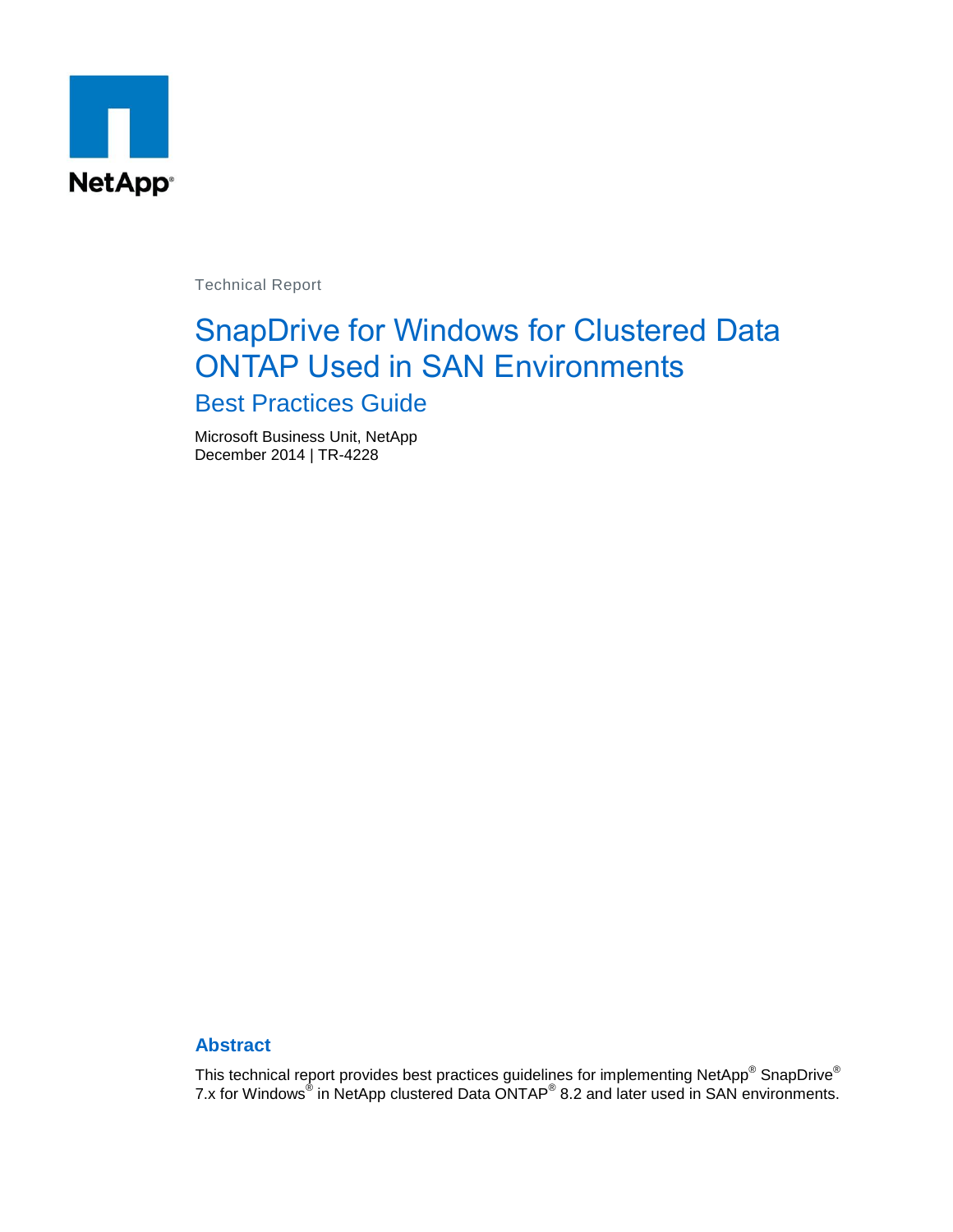NetApp®

Technical Report

# SnapDrive for Windows for Clustered Data ONTAP Used in SAN Environments

## Best Practices Guide

Microsoft Business Unit, NetApp
December 2014 | TR-4228

### Abstract

This technical report provides best practices guidelines for implementing NetApp® SnapDrive® 7.x for Windows® in NetApp clustered Data ONTAP® 8.2 and later used in SAN environments.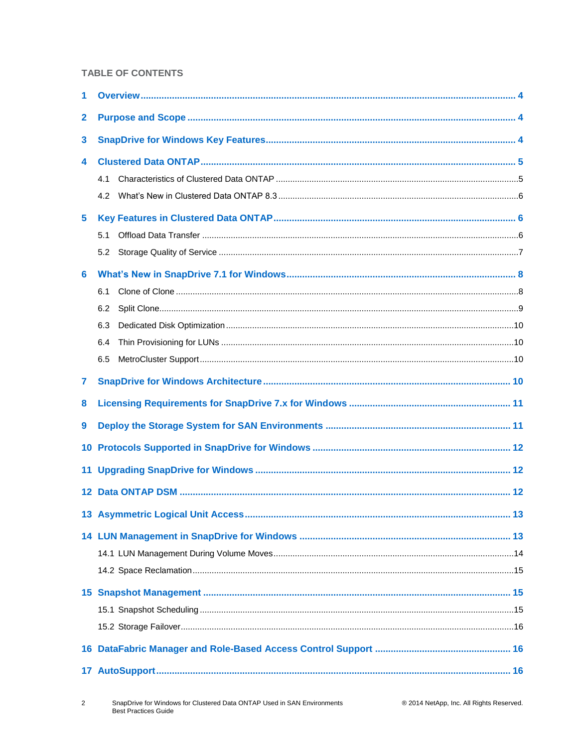## TABLE OF CONTENTS

1 Overview ... 4

2 Purpose and Scope ... 4

3 SnapDrive for Windows Key Features ... 4

4 Clustered Data ONTAP ... 5

- 4.1 Characteristics of Clustered Data ONTAP ... 5
- 4.2 What's New in Clustered Data ONTAP 8.3 ... 6

5 Key Features in Clustered Data ONTAP ... 6

- 5.1 Offload Data Transfer ... 6
- 5.2 Storage Quality of Service ... 7

6 What's New in SnapDrive 7.1 for Windows ... 8

- 6.1 Clone of Clone ... 8
- 6.2 Split Clone ... 9
- 6.3 Dedicated Disk Optimization ... 10
- 6.4 Thin Provisioning for LUNs ... 10
- 6.5 MetroCluster Support ... 10

7 SnapDrive for Windows Architecture ... 10

8 Licensing Requirements for SnapDrive 7.x for Windows ... 11

9 Deploy the Storage System for SAN Environments ... 11

10 Protocols Supported in SnapDrive for Windows ... 12

11 Upgrading SnapDrive for Windows ... 12

12 Data ONTAP DSM ... 12

13 Asymmetric Logical Unit Access ... 13

14 LUN Management in SnapDrive for Windows ... 13

- 14.1 LUN Management During Volume Moves ... 14
- 14.2 Space Reclamation ... 15

15 Snapshot Management ... 15

- 15.1 Snapshot Scheduling ... 15
- 15.2 Storage Failover ... 16

16 DataFabric Manager and Role-Based Access Control Support ... 16

17 AutoSupport ... 16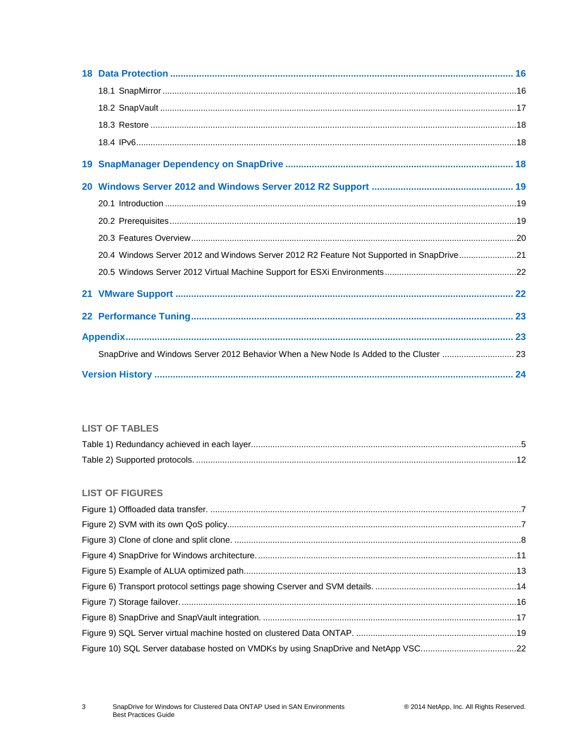18 Data Protection ............................................................ 16

18.1 SnapMirror ............................................................ 16

18.2 SnapVault ............................................................ 17

18.3 Restore ............................................................ 18

18.4 IPv6 ............................................................ 18

19 SnapManager Dependency on SnapDrive ............................................................ 18

20 Windows Server 2012 and Windows Server 2012 R2 Support ............................................................ 19

20.1 Introduction ............................................................ 19

20.2 Prerequisites ............................................................ 19

20.3 Features Overview ............................................................ 20

20.4 Windows Server 2012 and Windows Server 2012 R2 Feature Not Supported in SnapDrive ............................................................ 21

20.5 Windows Server 2012 Virtual Machine Support for ESXi Environments ............................................................ 22

21 VMware Support ............................................................ 22

22 Performance Tuning ............................................................ 23

Appendix ............................................................ 23

SnapDrive and Windows Server 2012 Behavior When a New Node Is Added to the Cluster ............................................................ 23

Version History ............................................................ 24

## LIST OF TABLES

Table 1) Redundancy achieved in each layer. ............................................................ 5

Table 2) Supported protocols. ............................................................ 12

## LIST OF FIGURES

Figure 1) Offloaded data transfer. ............................................................ 7

Figure 2) SVM with its own QoS policy. ............................................................ 7

Figure 3) Clone of clone and split clone. ............................................................ 8

Figure 4) SnapDrive for Windows architecture. ............................................................ 11

Figure 5) Example of ALUA optimized path. ............................................................ 13

Figure 6) Transport protocol settings page showing Cserver and SVM details. ............................................................ 14

Figure 7) Storage failover. ............................................................ 16

Figure 8) SnapDrive and SnapVault integration. ............................................................ 17

Figure 9) SQL Server virtual machine hosted on clustered Data ONTAP. ............................................................ 19

Figure 10) SQL Server database hosted on VMDKs by using SnapDrive and NetApp VSC. ............................................................ 22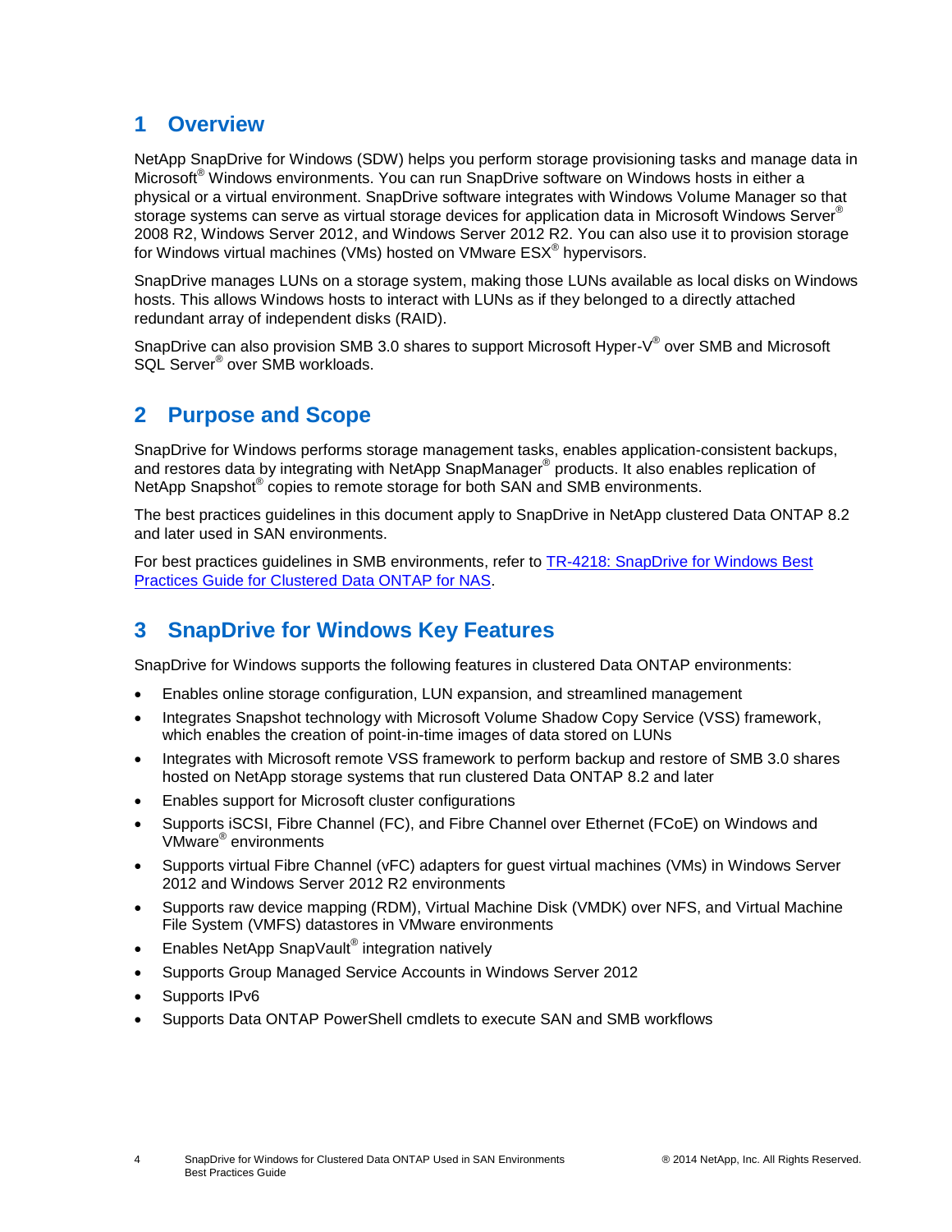# 1 Overview

NetApp SnapDrive for Windows (SDW) helps you perform storage provisioning tasks and manage data in Microsoft® Windows environments. You can run SnapDrive software on Windows hosts in either a physical or a virtual environment. SnapDrive software integrates with Windows Volume Manager so that storage systems can serve as virtual storage devices for application data in Microsoft Windows Server® 2008 R2, Windows Server 2012, and Windows Server 2012 R2. You can also use it to provision storage for Windows virtual machines (VMs) hosted on VMware ESX® hypervisors.

SnapDrive manages LUNs on a storage system, making those LUNs available as local disks on Windows hosts. This allows Windows hosts to interact with LUNs as if they belonged to a directly attached redundant array of independent disks (RAID).

SnapDrive can also provision SMB 3.0 shares to support Microsoft Hyper-V® over SMB and Microsoft SQL Server® over SMB workloads.

# 2 Purpose and Scope

SnapDrive for Windows performs storage management tasks, enables application-consistent backups, and restores data by integrating with NetApp SnapManager® products. It also enables replication of NetApp Snapshot® copies to remote storage for both SAN and SMB environments.

The best practices guidelines in this document apply to SnapDrive in NetApp clustered Data ONTAP 8.2 and later used in SAN environments.

For best practices guidelines in SMB environments, refer to TR-4218: SnapDrive for Windows Best Practices Guide for Clustered Data ONTAP for NAS.

# 3 SnapDrive for Windows Key Features

SnapDrive for Windows supports the following features in clustered Data ONTAP environments:

- Enables online storage configuration, LUN expansion, and streamlined management
- Integrates Snapshot technology with Microsoft Volume Shadow Copy Service (VSS) framework, which enables the creation of point-in-time images of data stored on LUNs
- Integrates with Microsoft remote VSS framework to perform backup and restore of SMB 3.0 shares hosted on NetApp storage systems that run clustered Data ONTAP 8.2 and later
- Enables support for Microsoft cluster configurations
- Supports iSCSI, Fibre Channel (FC), and Fibre Channel over Ethernet (FCoE) on Windows and VMware® environments
- Supports virtual Fibre Channel (vFC) adapters for guest virtual machines (VMs) in Windows Server 2012 and Windows Server 2012 R2 environments
- Supports raw device mapping (RDM), Virtual Machine Disk (VMDK) over NFS, and Virtual Machine File System (VMFS) datastores in VMware environments
- Enables NetApp SnapVault® integration natively
- Supports Group Managed Service Accounts in Windows Server 2012
- Supports IPv6
- Supports Data ONTAP PowerShell cmdlets to execute SAN and SMB workflows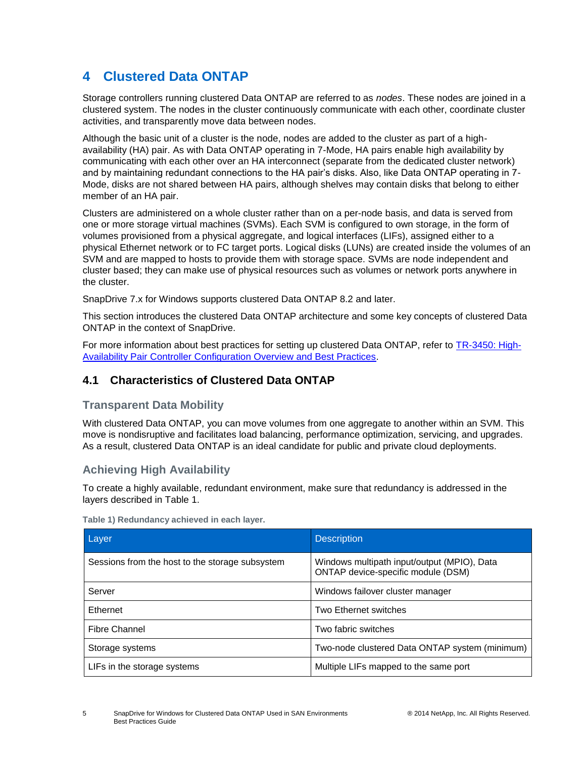# 4 Clustered Data ONTAP

Storage controllers running clustered Data ONTAP are referred to as *nodes*. These nodes are joined in a clustered system. The nodes in the cluster continuously communicate with each other, coordinate cluster activities, and transparently move data between nodes.

Although the basic unit of a cluster is the node, nodes are added to the cluster as part of a high-availability (HA) pair. As with Data ONTAP operating in 7-Mode, HA pairs enable high availability by communicating with each other over an HA interconnect (separate from the dedicated cluster network) and by maintaining redundant connections to the HA pair's disks. Also, like Data ONTAP operating in 7-Mode, disks are not shared between HA pairs, although shelves may contain disks that belong to either member of an HA pair.

Clusters are administered on a whole cluster rather than on a per-node basis, and data is served from one or more storage virtual machines (SVMs). Each SVM is configured to own storage, in the form of volumes provisioned from a physical aggregate, and logical interfaces (LIFs), assigned either to a physical Ethernet network or to FC target ports. Logical disks (LUNs) are created inside the volumes of an SVM and are mapped to hosts to provide them with storage space. SVMs are node independent and cluster based; they can make use of physical resources such as volumes or network ports anywhere in the cluster.

SnapDrive 7.x for Windows supports clustered Data ONTAP 8.2 and later.

This section introduces the clustered Data ONTAP architecture and some key concepts of clustered Data ONTAP in the context of SnapDrive.

For more information about best practices for setting up clustered Data ONTAP, refer to [TR-3450: High-Availability Pair Controller Configuration Overview and Best Practices].

## 4.1 Characteristics of Clustered Data ONTAP

### Transparent Data Mobility

With clustered Data ONTAP, you can move volumes from one aggregate to another within an SVM. This move is nondisruptive and facilitates load balancing, performance optimization, servicing, and upgrades. As a result, clustered Data ONTAP is an ideal candidate for public and private cloud deployments.

### Achieving High Availability

To create a highly available, redundant environment, make sure that redundancy is addressed in the layers described in Table 1.

**Table 1) Redundancy achieved in each layer.**

| Layer | Description |
| --- | --- |
| Sessions from the host to the storage subsystem | Windows multipath input/output (MPIO), Data ONTAP device-specific module (DSM) |
| Server | Windows failover cluster manager |
| Ethernet | Two Ethernet switches |
| Fibre Channel | Two fabric switches |
| Storage systems | Two-node clustered Data ONTAP system (minimum) |
| LIFs in the storage systems | Multiple LIFs mapped to the same port |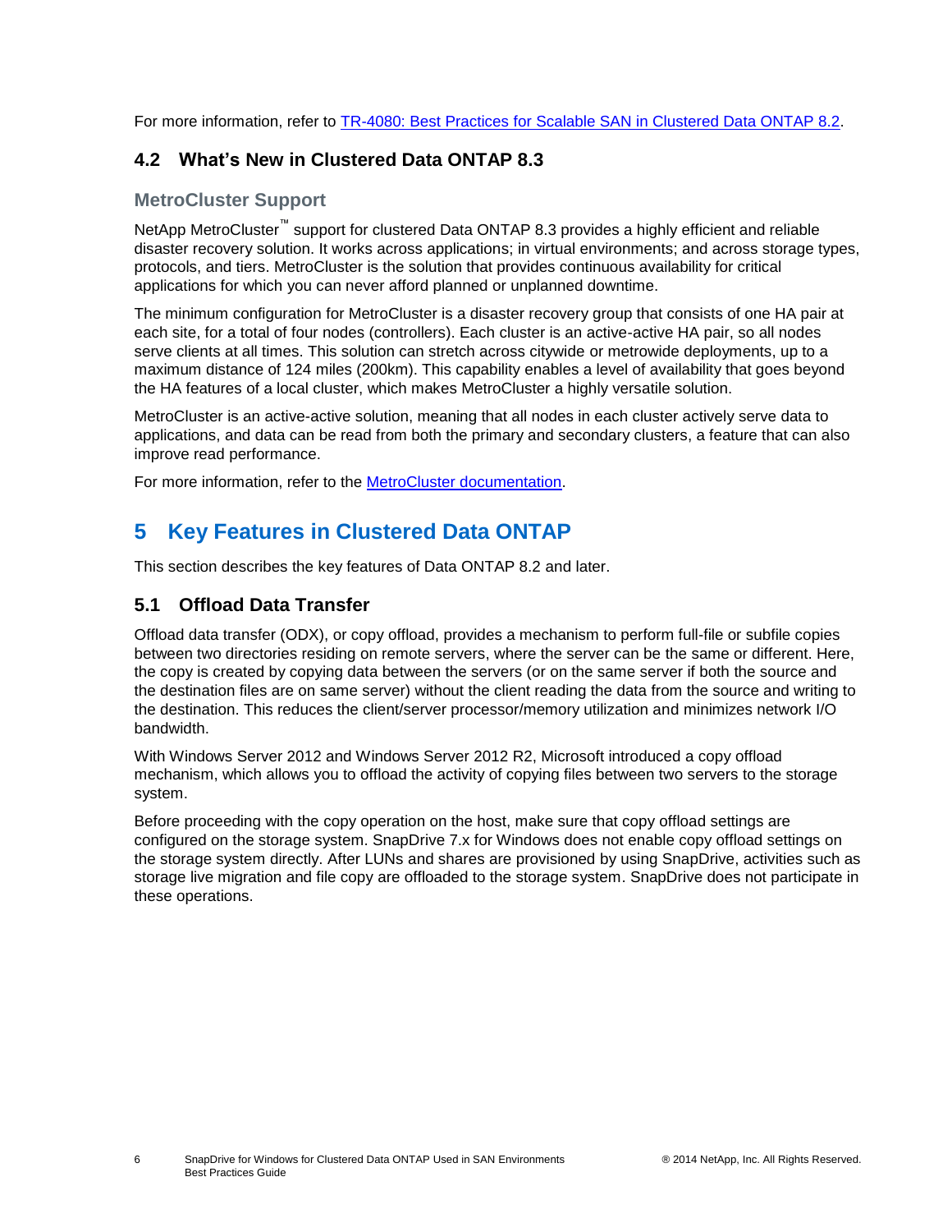For more information, refer to TR-4080: Best Practices for Scalable SAN in Clustered Data ONTAP 8.2.

## 4.2 What's New in Clustered Data ONTAP 8.3

### MetroCluster Support

NetApp MetroCluster™ support for clustered Data ONTAP 8.3 provides a highly efficient and reliable disaster recovery solution. It works across applications; in virtual environments; and across storage types, protocols, and tiers. MetroCluster is the solution that provides continuous availability for critical applications for which you can never afford planned or unplanned downtime.

The minimum configuration for MetroCluster is a disaster recovery group that consists of one HA pair at each site, for a total of four nodes (controllers). Each cluster is an active-active HA pair, so all nodes serve clients at all times. This solution can stretch across citywide or metrowide deployments, up to a maximum distance of 124 miles (200km). This capability enables a level of availability that goes beyond the HA features of a local cluster, which makes MetroCluster a highly versatile solution.

MetroCluster is an active-active solution, meaning that all nodes in each cluster actively serve data to applications, and data can be read from both the primary and secondary clusters, a feature that can also improve read performance.

For more information, refer to the MetroCluster documentation.

# 5 Key Features in Clustered Data ONTAP

This section describes the key features of Data ONTAP 8.2 and later.

## 5.1 Offload Data Transfer

Offload data transfer (ODX), or copy offload, provides a mechanism to perform full-file or subfile copies between two directories residing on remote servers, where the server can be the same or different. Here, the copy is created by copying data between the servers (or on the same server if both the source and the destination files are on same server) without the client reading the data from the source and writing to the destination. This reduces the client/server processor/memory utilization and minimizes network I/O bandwidth.

With Windows Server 2012 and Windows Server 2012 R2, Microsoft introduced a copy offload mechanism, which allows you to offload the activity of copying files between two servers to the storage system.

Before proceeding with the copy operation on the host, make sure that copy offload settings are configured on the storage system. SnapDrive 7.x for Windows does not enable copy offload settings on the storage system directly. After LUNs and shares are provisioned by using SnapDrive, activities such as storage live migration and file copy are offloaded to the storage system. SnapDrive does not participate in these operations.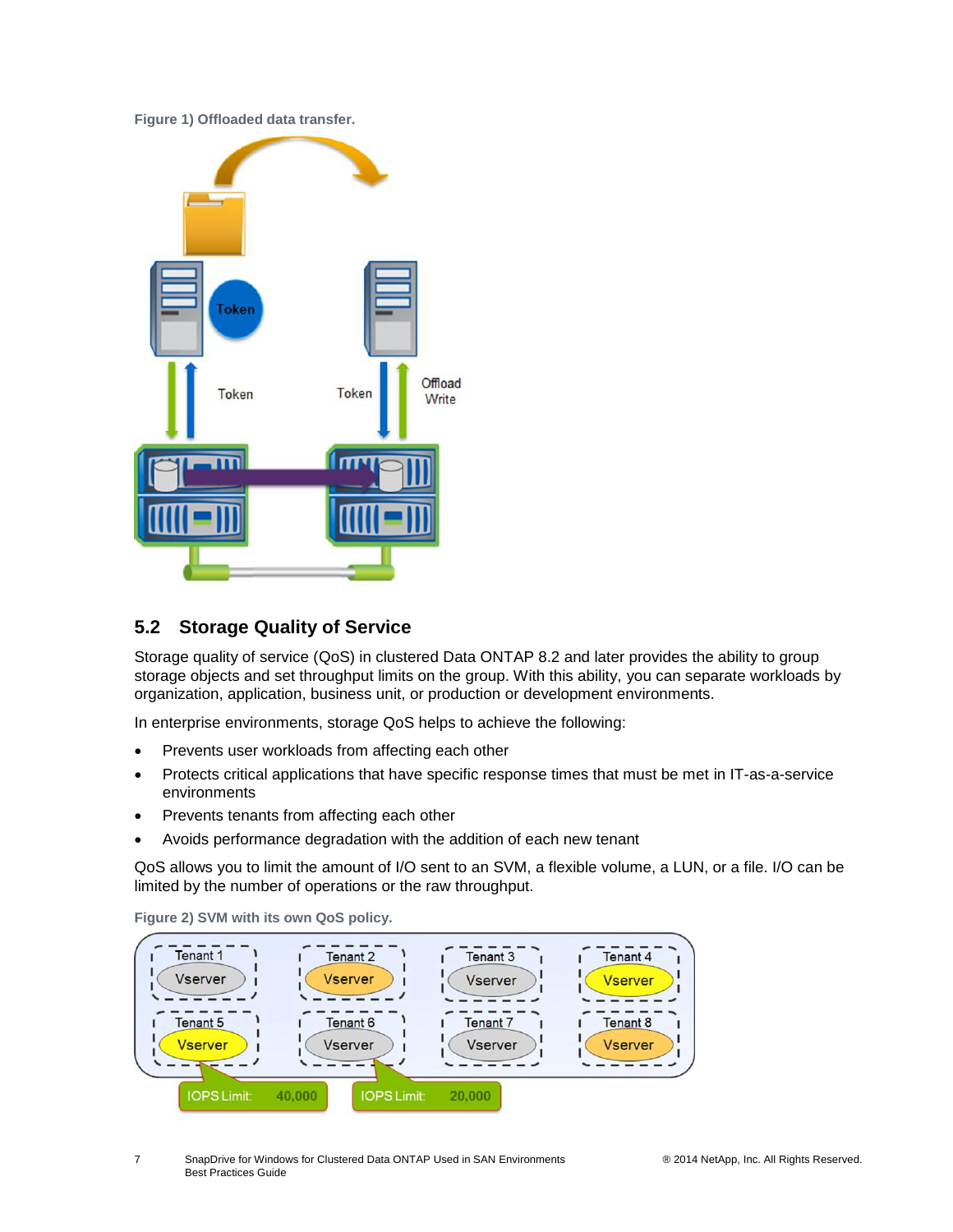Figure 1) Offloaded data transfer.

## 5.2 Storage Quality of Service

Storage quality of service (QoS) in clustered Data ONTAP 8.2 and later provides the ability to group storage objects and set throughput limits on the group. With this ability, you can separate workloads by organization, application, business unit, or production or development environments.

In enterprise environments, storage QoS helps to achieve the following:

- Prevents user workloads from affecting each other
- Protects critical applications that have specific response times that must be met in IT-as-a-service environments
- Prevents tenants from affecting each other
- Avoids performance degradation with the addition of each new tenant

QoS allows you to limit the amount of I/O sent to an SVM, a flexible volume, a LUN, or a file. I/O can be limited by the number of operations or the raw throughput.

Figure 2) SVM with its own QoS policy.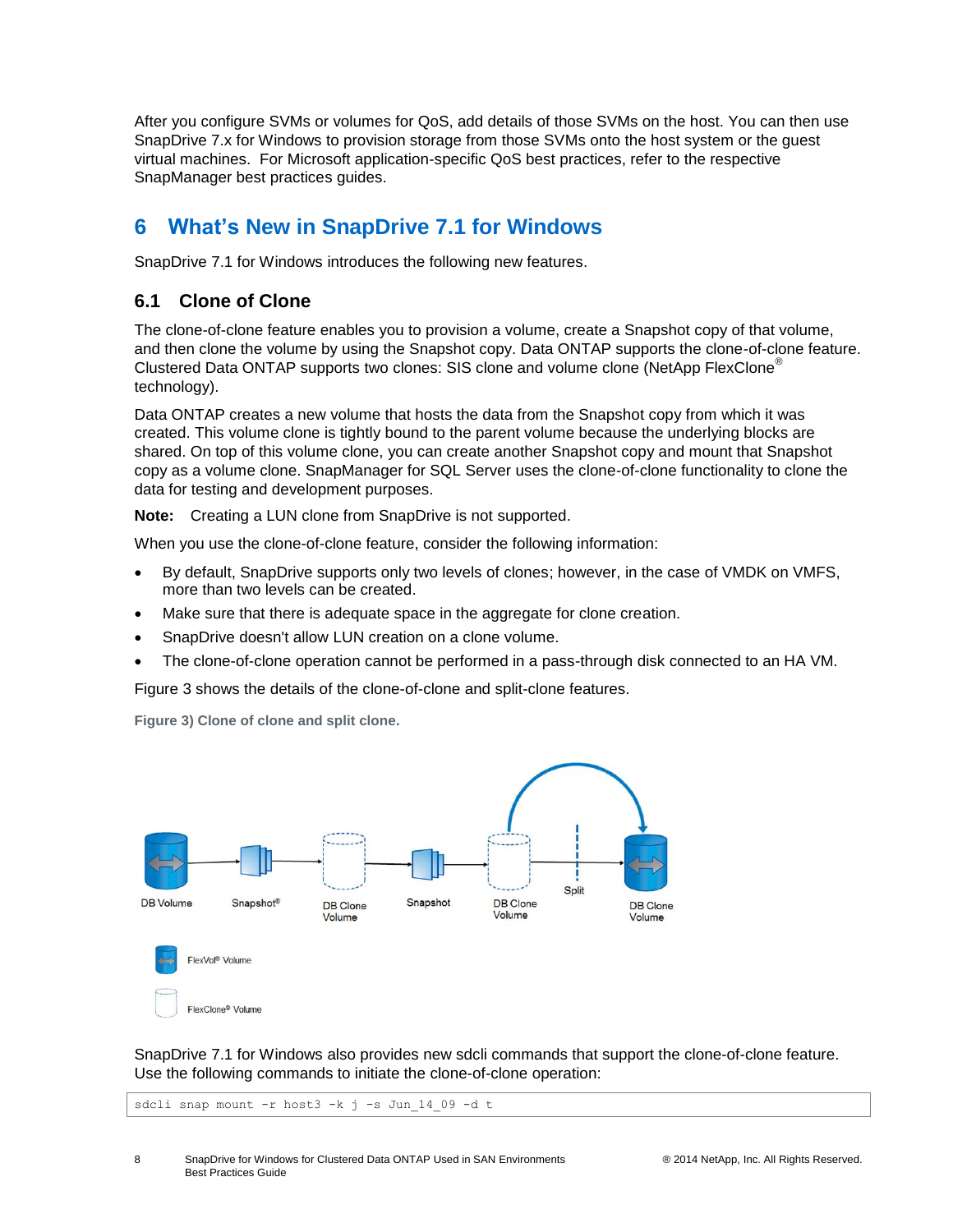After you configure SVMs or volumes for QoS, add details of those SVMs on the host. You can then use SnapDrive 7.x for Windows to provision storage from those SVMs onto the host system or the guest virtual machines. For Microsoft application-specific QoS best practices, refer to the respective SnapManager best practices guides.

# 6 What's New in SnapDrive 7.1 for Windows

SnapDrive 7.1 for Windows introduces the following new features.

## 6.1 Clone of Clone

The clone-of-clone feature enables you to provision a volume, create a Snapshot copy of that volume, and then clone the volume by using the Snapshot copy. Data ONTAP supports the clone-of-clone feature. Clustered Data ONTAP supports two clones: SIS clone and volume clone (NetApp FlexClone® technology).

Data ONTAP creates a new volume that hosts the data from the Snapshot copy from which it was created. This volume clone is tightly bound to the parent volume because the underlying blocks are shared. On top of this volume clone, you can create another Snapshot copy and mount that Snapshot copy as a volume clone. SnapManager for SQL Server uses the clone-of-clone functionality to clone the data for testing and development purposes.

**Note:** Creating a LUN clone from SnapDrive is not supported.

When you use the clone-of-clone feature, consider the following information:

- By default, SnapDrive supports only two levels of clones; however, in the case of VMDK on VMFS, more than two levels can be created.
- Make sure that there is adequate space in the aggregate for clone creation.
- SnapDrive doesn't allow LUN creation on a clone volume.
- The clone-of-clone operation cannot be performed in a pass-through disk connected to an HA VM.

Figure 3 shows the details of the clone-of-clone and split-clone features.

**Figure 3) Clone of clone and split clone.**

DB Volume → Snapshot® → DB Clone Volume → Snapshot → DB Clone Volume → Split → DB Clone Volume

FlexVol® Volume

FlexClone® Volume

SnapDrive 7.1 for Windows also provides new sdcli commands that support the clone-of-clone feature. Use the following commands to initiate the clone-of-clone operation:

```
sdcli snap mount -r host3 -k j -s Jun_14_09 -d t
```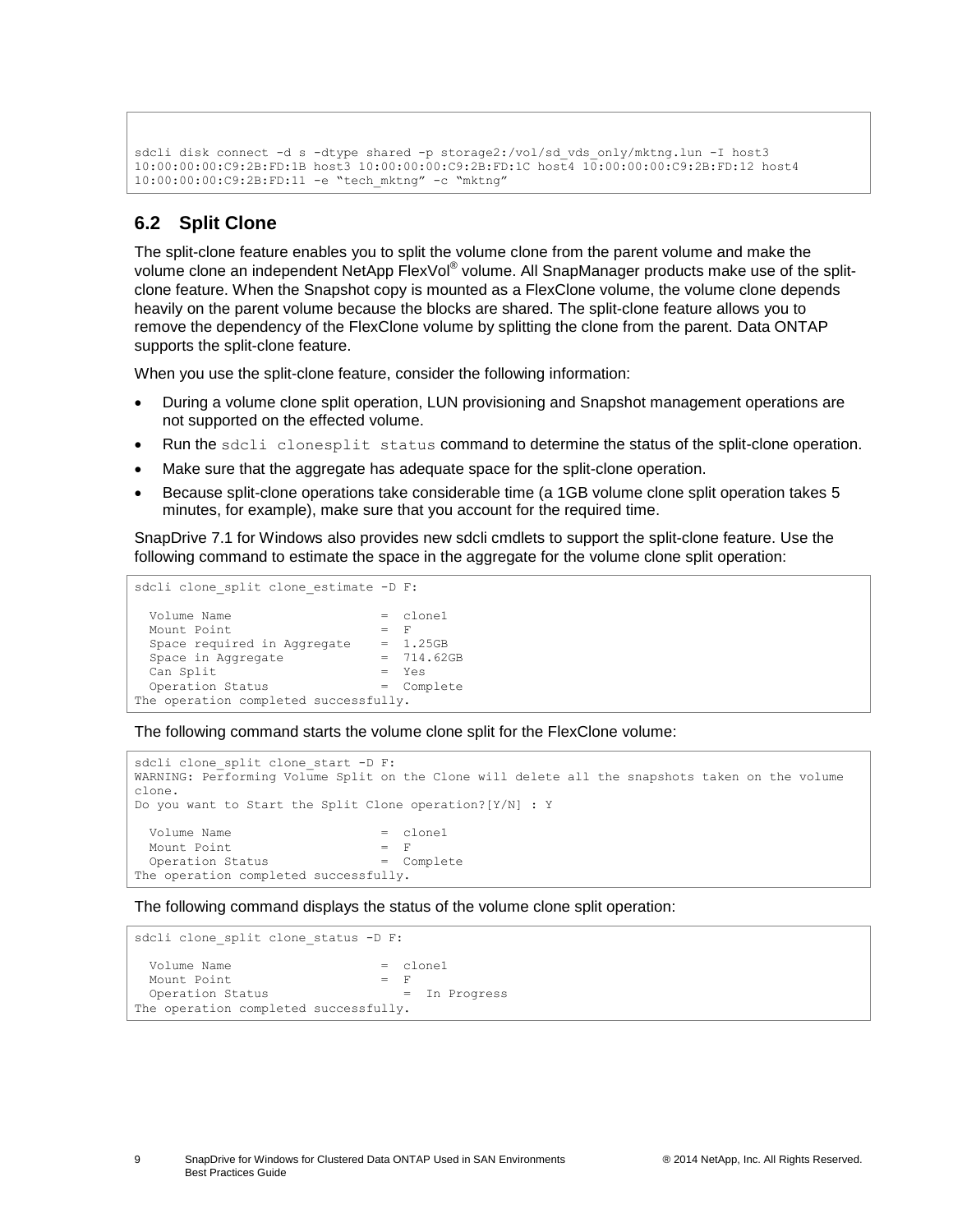```
sdcli disk connect -d s -dtype shared -p storage2:/vol/sd_vds_only/mktng.lun -I host3
10:00:00:00:C9:2B:FD:1B host3 10:00:00:00:C9:2B:FD:1C host4 10:00:00:00:C9:2B:FD:12 host4
10:00:00:00:C9:2B:FD:11 -e "tech_mktng" -c "mktng"
```

## 6.2 Split Clone

The split-clone feature enables you to split the volume clone from the parent volume and make the volume clone an independent NetApp FlexVol® volume. All SnapManager products make use of the split-clone feature. When the Snapshot copy is mounted as a FlexClone volume, the volume clone depends heavily on the parent volume because the blocks are shared. The split-clone feature allows you to remove the dependency of the FlexClone volume by splitting the clone from the parent. Data ONTAP supports the split-clone feature.

When you use the split-clone feature, consider the following information:

- During a volume clone split operation, LUN provisioning and Snapshot management operations are not supported on the effected volume.
- Run the `sdcli clonesplit status` command to determine the status of the split-clone operation.
- Make sure that the aggregate has adequate space for the split-clone operation.
- Because split-clone operations take considerable time (a 1GB volume clone split operation takes 5 minutes, for example), make sure that you account for the required time.

SnapDrive 7.1 for Windows also provides new sdcli cmdlets to support the split-clone feature. Use the following command to estimate the space in the aggregate for the volume clone split operation:

```
sdcli clone_split clone_estimate -D F:

  Volume Name                    =  clone1
  Mount Point                    =  F
  Space required in Aggregate    =  1.25GB
  Space in Aggregate             =  714.62GB
  Can Split                      =  Yes
  Operation Status               =  Complete
The operation completed successfully.
```

The following command starts the volume clone split for the FlexClone volume:

```
sdcli clone_split clone_start -D F:
WARNING: Performing Volume Split on the Clone will delete all the snapshots taken on the volume
clone.
Do you want to Start the Split Clone operation?[Y/N] : Y

  Volume Name                    =  clone1
  Mount Point                    =  F
  Operation Status               =  Complete
The operation completed successfully.
```

The following command displays the status of the volume clone split operation:

```
sdcli clone_split clone_status -D F:

  Volume Name                    =  clone1
  Mount Point                    =  F
  Operation Status                  =  In Progress
The operation completed successfully.
```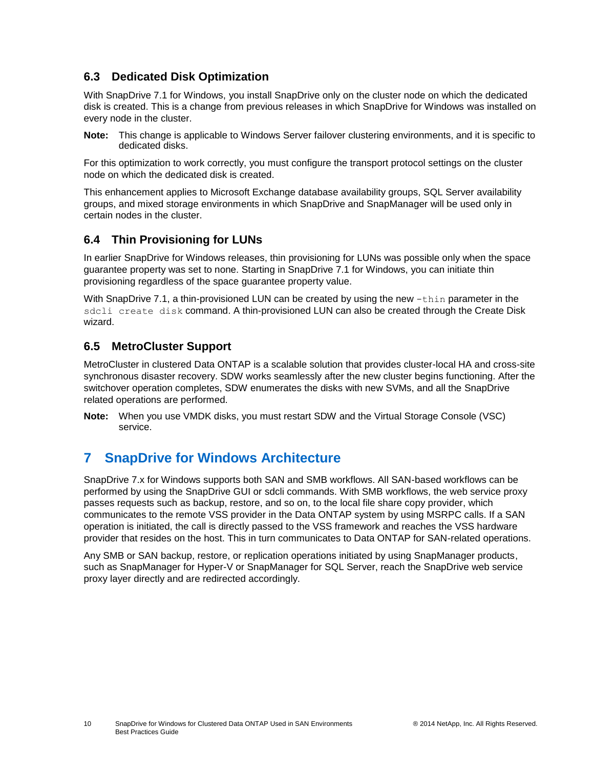### 6.3 Dedicated Disk Optimization

With SnapDrive 7.1 for Windows, you install SnapDrive only on the cluster node on which the dedicated disk is created. This is a change from previous releases in which SnapDrive for Windows was installed on every node in the cluster.

**Note:** This change is applicable to Windows Server failover clustering environments, and it is specific to dedicated disks.

For this optimization to work correctly, you must configure the transport protocol settings on the cluster node on which the dedicated disk is created.

This enhancement applies to Microsoft Exchange database availability groups, SQL Server availability groups, and mixed storage environments in which SnapDrive and SnapManager will be used only in certain nodes in the cluster.

### 6.4 Thin Provisioning for LUNs

In earlier SnapDrive for Windows releases, thin provisioning for LUNs was possible only when the space guarantee property was set to none. Starting in SnapDrive 7.1 for Windows, you can initiate thin provisioning regardless of the space guarantee property value.

With SnapDrive 7.1, a thin-provisioned LUN can be created by using the new `–thin` parameter in the `sdcli create disk` command. A thin-provisioned LUN can also be created through the Create Disk wizard.

### 6.5 MetroCluster Support

MetroCluster in clustered Data ONTAP is a scalable solution that provides cluster-local HA and cross-site synchronous disaster recovery. SDW works seamlessly after the new cluster begins functioning. After the switchover operation completes, SDW enumerates the disks with new SVMs, and all the SnapDrive related operations are performed.

**Note:** When you use VMDK disks, you must restart SDW and the Virtual Storage Console (VSC) service.

## 7 SnapDrive for Windows Architecture

SnapDrive 7.x for Windows supports both SAN and SMB workflows. All SAN-based workflows can be performed by using the SnapDrive GUI or sdcli commands. With SMB workflows, the web service proxy passes requests such as backup, restore, and so on, to the local file share copy provider, which communicates to the remote VSS provider in the Data ONTAP system by using MSRPC calls. If a SAN operation is initiated, the call is directly passed to the VSS framework and reaches the VSS hardware provider that resides on the host. This in turn communicates to Data ONTAP for SAN-related operations.

Any SMB or SAN backup, restore, or replication operations initiated by using SnapManager products, such as SnapManager for Hyper-V or SnapManager for SQL Server, reach the SnapDrive web service proxy layer directly and are redirected accordingly.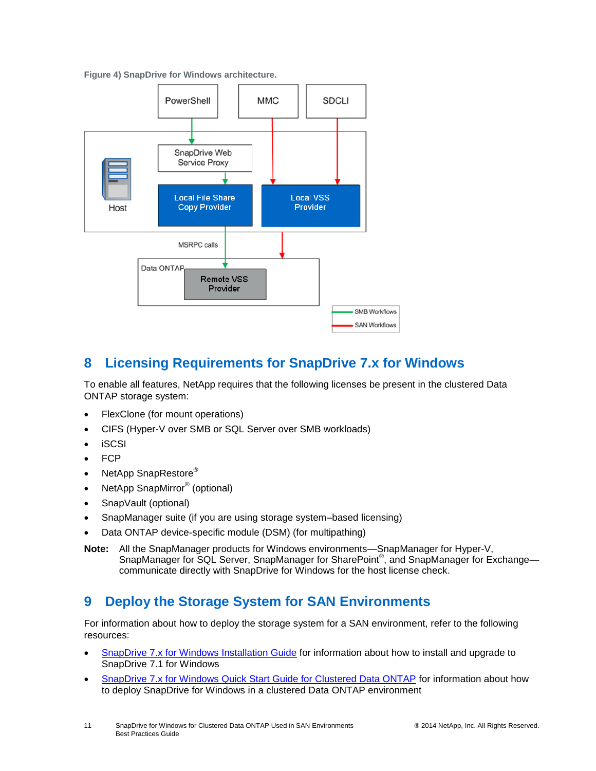**Figure 4) SnapDrive for Windows architecture.**

## 8 Licensing Requirements for SnapDrive 7.x for Windows

To enable all features, NetApp requires that the following licenses be present in the clustered Data ONTAP storage system:

- FlexClone (for mount operations)
- CIFS (Hyper-V over SMB or SQL Server over SMB workloads)
- iSCSI
- FCP
- NetApp SnapRestore®
- NetApp SnapMirror® (optional)
- SnapVault (optional)
- SnapManager suite (if you are using storage system–based licensing)
- Data ONTAP device-specific module (DSM) (for multipathing)

**Note:** All the SnapManager products for Windows environments—SnapManager for Hyper-V, SnapManager for SQL Server, SnapManager for SharePoint®, and SnapManager for Exchange—communicate directly with SnapDrive for Windows for the host license check.

## 9 Deploy the Storage System for SAN Environments

For information about how to deploy the storage system for a SAN environment, refer to the following resources:

- SnapDrive 7.x for Windows Installation Guide for information about how to install and upgrade to SnapDrive 7.1 for Windows
- SnapDrive 7.x for Windows Quick Start Guide for Clustered Data ONTAP for information about how to deploy SnapDrive for Windows in a clustered Data ONTAP environment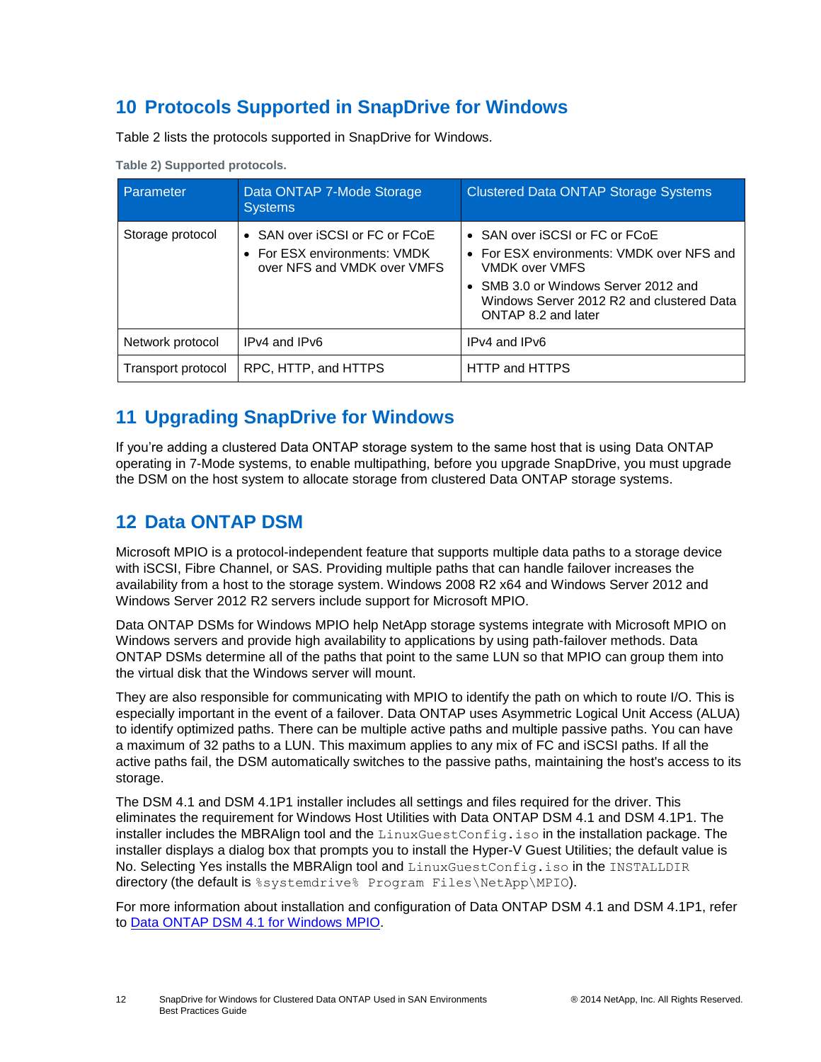## 10 Protocols Supported in SnapDrive for Windows

Table 2 lists the protocols supported in SnapDrive for Windows.

**Table 2) Supported protocols.**

| Parameter | Data ONTAP 7-Mode Storage Systems | Clustered Data ONTAP Storage Systems |
|---|---|---|
| Storage protocol | • SAN over iSCSI or FC or FCoE<br>• For ESX environments: VMDK over NFS and VMDK over VMFS | • SAN over iSCSI or FC or FCoE<br>• For ESX environments: VMDK over NFS and VMDK over VMFS<br>• SMB 3.0 or Windows Server 2012 and Windows Server 2012 R2 and clustered Data ONTAP 8.2 and later |
| Network protocol | IPv4 and IPv6 | IPv4 and IPv6 |
| Transport protocol | RPC, HTTP, and HTTPS | HTTP and HTTPS |

## 11 Upgrading SnapDrive for Windows

If you're adding a clustered Data ONTAP storage system to the same host that is using Data ONTAP operating in 7-Mode systems, to enable multipathing, before you upgrade SnapDrive, you must upgrade the DSM on the host system to allocate storage from clustered Data ONTAP storage systems.

## 12 Data ONTAP DSM

Microsoft MPIO is a protocol-independent feature that supports multiple data paths to a storage device with iSCSI, Fibre Channel, or SAS. Providing multiple paths that can handle failover increases the availability from a host to the storage system. Windows 2008 R2 x64 and Windows Server 2012 and Windows Server 2012 R2 servers include support for Microsoft MPIO.

Data ONTAP DSMs for Windows MPIO help NetApp storage systems integrate with Microsoft MPIO on Windows servers and provide high availability to applications by using path-failover methods. Data ONTAP DSMs determine all of the paths that point to the same LUN so that MPIO can group them into the virtual disk that the Windows server will mount.

They are also responsible for communicating with MPIO to identify the path on which to route I/O. This is especially important in the event of a failover. Data ONTAP uses Asymmetric Logical Unit Access (ALUA) to identify optimized paths. There can be multiple active paths and multiple passive paths. You can have a maximum of 32 paths to a LUN. This maximum applies to any mix of FC and iSCSI paths. If all the active paths fail, the DSM automatically switches to the passive paths, maintaining the host's access to its storage.

The DSM 4.1 and DSM 4.1P1 installer includes all settings and files required for the driver. This eliminates the requirement for Windows Host Utilities with Data ONTAP DSM 4.1 and DSM 4.1P1. The installer includes the MBRAlign tool and the `LinuxGuestConfig.iso` in the installation package. The installer displays a dialog box that prompts you to install the Hyper-V Guest Utilities; the default value is No. Selecting Yes installs the MBRAlign tool and `LinuxGuestConfig.iso` in the `INSTALLDIR` directory (the default is `%systemdrive% Program Files\NetApp\MPIO`).

For more information about installation and configuration of Data ONTAP DSM 4.1 and DSM 4.1P1, refer to [Data ONTAP DSM 4.1 for Windows MPIO](#).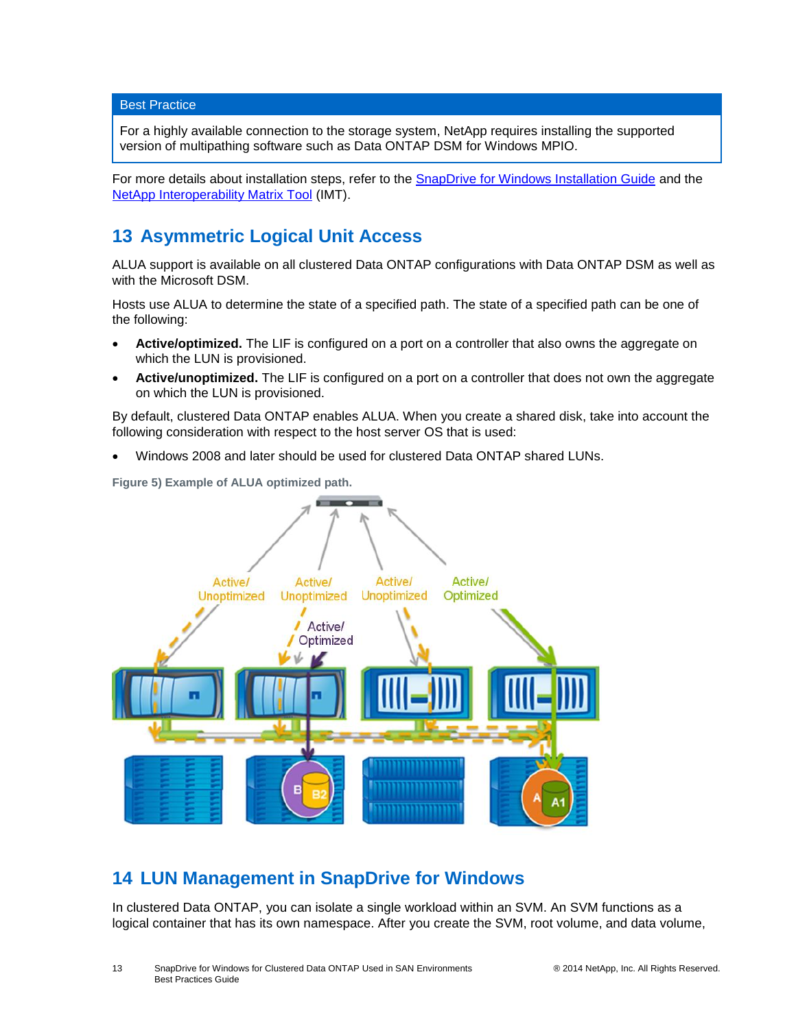| Best Practice |
|---|
| For a highly available connection to the storage system, NetApp requires installing the supported version of multipathing software such as Data ONTAP DSM for Windows MPIO. |

For more details about installation steps, refer to the SnapDrive for Windows Installation Guide and the NetApp Interoperability Matrix Tool (IMT).

## 13 Asymmetric Logical Unit Access

ALUA support is available on all clustered Data ONTAP configurations with Data ONTAP DSM as well as with the Microsoft DSM.

Hosts use ALUA to determine the state of a specified path. The state of a specified path can be one of the following:

- **Active/optimized.** The LIF is configured on a port on a controller that also owns the aggregate on which the LUN is provisioned.
- **Active/unoptimized.** The LIF is configured on a port on a controller that does not own the aggregate on which the LUN is provisioned.

By default, clustered Data ONTAP enables ALUA. When you create a shared disk, take into account the following consideration with respect to the host server OS that is used:

- Windows 2008 and later should be used for clustered Data ONTAP shared LUNs.

Figure 5) Example of ALUA optimized path.

## 14 LUN Management in SnapDrive for Windows

In clustered Data ONTAP, you can isolate a single workload within an SVM. An SVM functions as a logical container that has its own namespace. After you create the SVM, root volume, and data volume,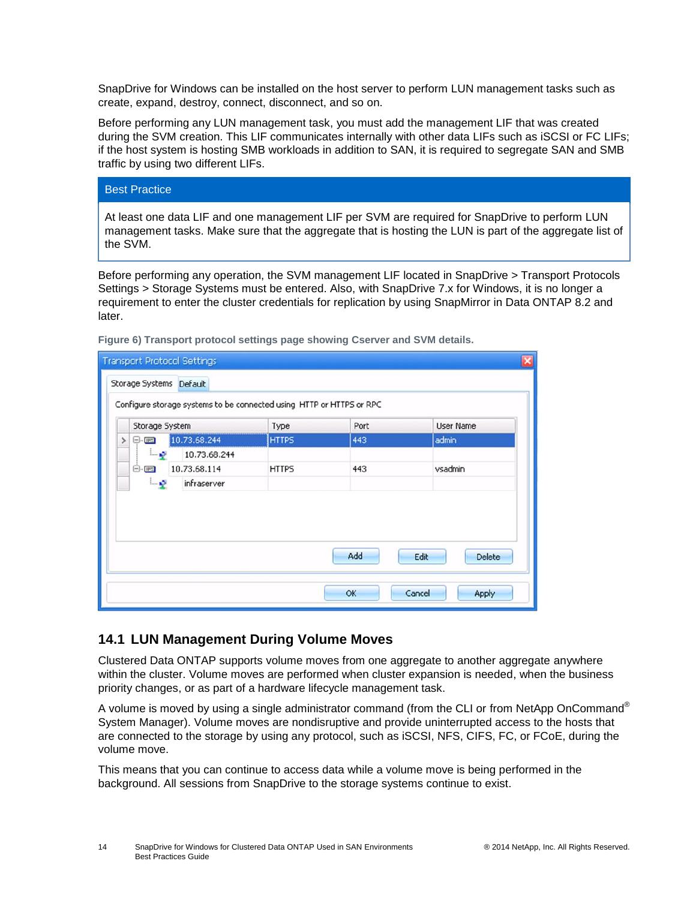SnapDrive for Windows can be installed on the host server to perform LUN management tasks such as create, expand, destroy, connect, disconnect, and so on.

Before performing any LUN management task, you must add the management LIF that was created during the SVM creation. This LIF communicates internally with other data LIFs such as iSCSI or FC LIFs; if the host system is hosting SMB workloads in addition to SAN, it is required to segregate SAN and SMB traffic by using two different LIFs.

| Best Practice |
| --- |
| At least one data LIF and one management LIF per SVM are required for SnapDrive to perform LUN management tasks. Make sure that the aggregate that is hosting the LUN is part of the aggregate list of the SVM. |

Before performing any operation, the SVM management LIF located in SnapDrive > Transport Protocols Settings > Storage Systems must be entered. Also, with SnapDrive 7.x for Windows, it is no longer a requirement to enter the cluster credentials for replication by using SnapMirror in Data ONTAP 8.2 and later.

**Figure 6) Transport protocol settings page showing Cserver and SVM details.**

## 14.1 LUN Management During Volume Moves

Clustered Data ONTAP supports volume moves from one aggregate to another aggregate anywhere within the cluster. Volume moves are performed when cluster expansion is needed, when the business priority changes, or as part of a hardware lifecycle management task.

A volume is moved by using a single administrator command (from the CLI or from NetApp OnCommand® System Manager). Volume moves are nondisruptive and provide uninterrupted access to the hosts that are connected to the storage by using any protocol, such as iSCSI, NFS, CIFS, FC, or FCoE, during the volume move.

This means that you can continue to access data while a volume move is being performed in the background. All sessions from SnapDrive to the storage systems continue to exist.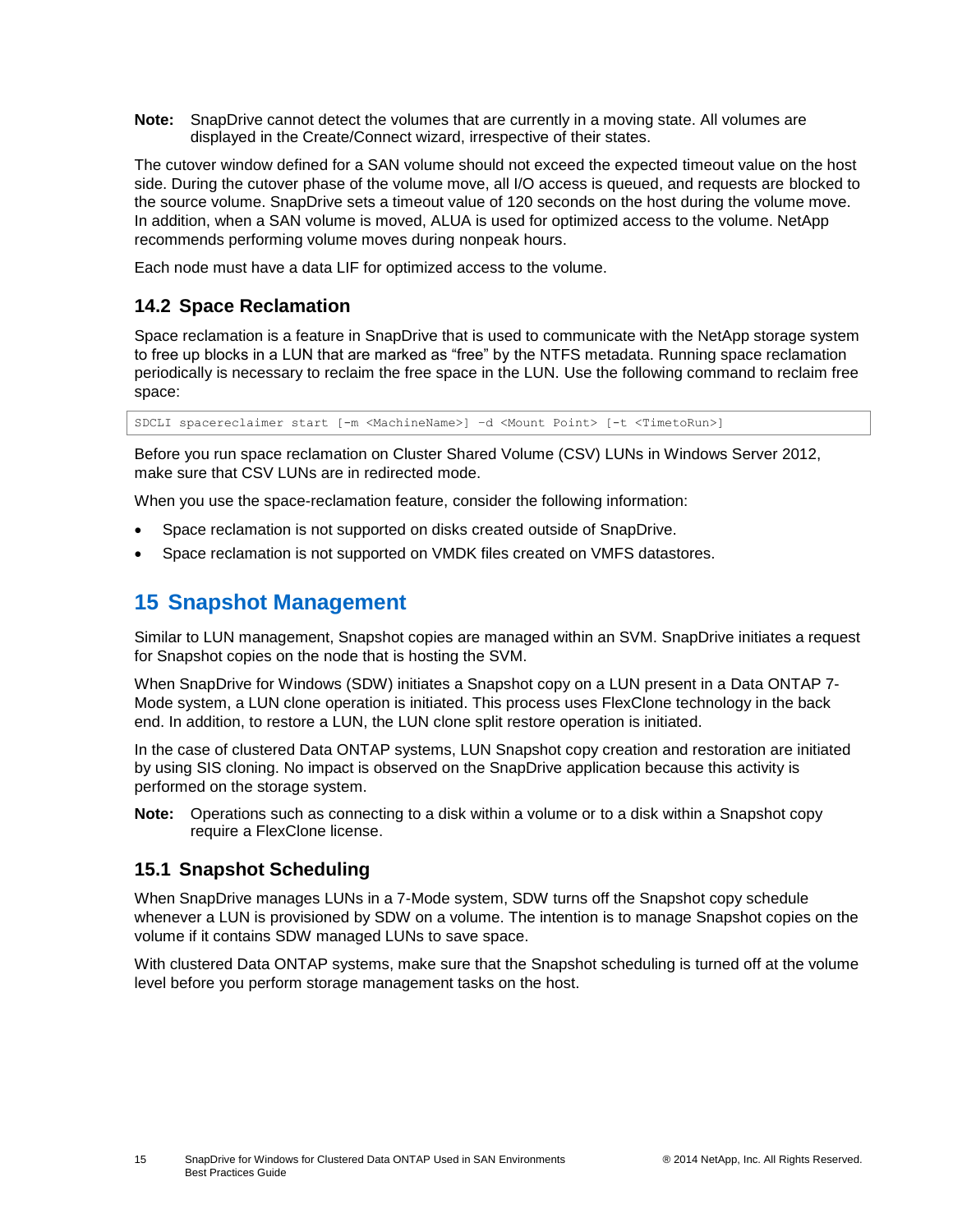**Note:** SnapDrive cannot detect the volumes that are currently in a moving state. All volumes are displayed in the Create/Connect wizard, irrespective of their states.

The cutover window defined for a SAN volume should not exceed the expected timeout value on the host side. During the cutover phase of the volume move, all I/O access is queued, and requests are blocked to the source volume. SnapDrive sets a timeout value of 120 seconds on the host during the volume move. In addition, when a SAN volume is moved, ALUA is used for optimized access to the volume. NetApp recommends performing volume moves during nonpeak hours.

Each node must have a data LIF for optimized access to the volume.

### 14.2 Space Reclamation

Space reclamation is a feature in SnapDrive that is used to communicate with the NetApp storage system to free up blocks in a LUN that are marked as “free” by the NTFS metadata. Running space reclamation periodically is necessary to reclaim the free space in the LUN. Use the following command to reclaim free space:

```
SDCLI spacereclaimer start [-m <MachineName>] –d <Mount Point> [-t <TimetoRun>]
```

Before you run space reclamation on Cluster Shared Volume (CSV) LUNs in Windows Server 2012, make sure that CSV LUNs are in redirected mode.

When you use the space-reclamation feature, consider the following information:

- Space reclamation is not supported on disks created outside of SnapDrive.
- Space reclamation is not supported on VMDK files created on VMFS datastores.

## 15 Snapshot Management

Similar to LUN management, Snapshot copies are managed within an SVM. SnapDrive initiates a request for Snapshot copies on the node that is hosting the SVM.

When SnapDrive for Windows (SDW) initiates a Snapshot copy on a LUN present in a Data ONTAP 7-Mode system, a LUN clone operation is initiated. This process uses FlexClone technology in the back end. In addition, to restore a LUN, the LUN clone split restore operation is initiated.

In the case of clustered Data ONTAP systems, LUN Snapshot copy creation and restoration are initiated by using SIS cloning. No impact is observed on the SnapDrive application because this activity is performed on the storage system.

**Note:** Operations such as connecting to a disk within a volume or to a disk within a Snapshot copy require a FlexClone license.

### 15.1 Snapshot Scheduling

When SnapDrive manages LUNs in a 7-Mode system, SDW turns off the Snapshot copy schedule whenever a LUN is provisioned by SDW on a volume. The intention is to manage Snapshot copies on the volume if it contains SDW managed LUNs to save space.

With clustered Data ONTAP systems, make sure that the Snapshot scheduling is turned off at the volume level before you perform storage management tasks on the host.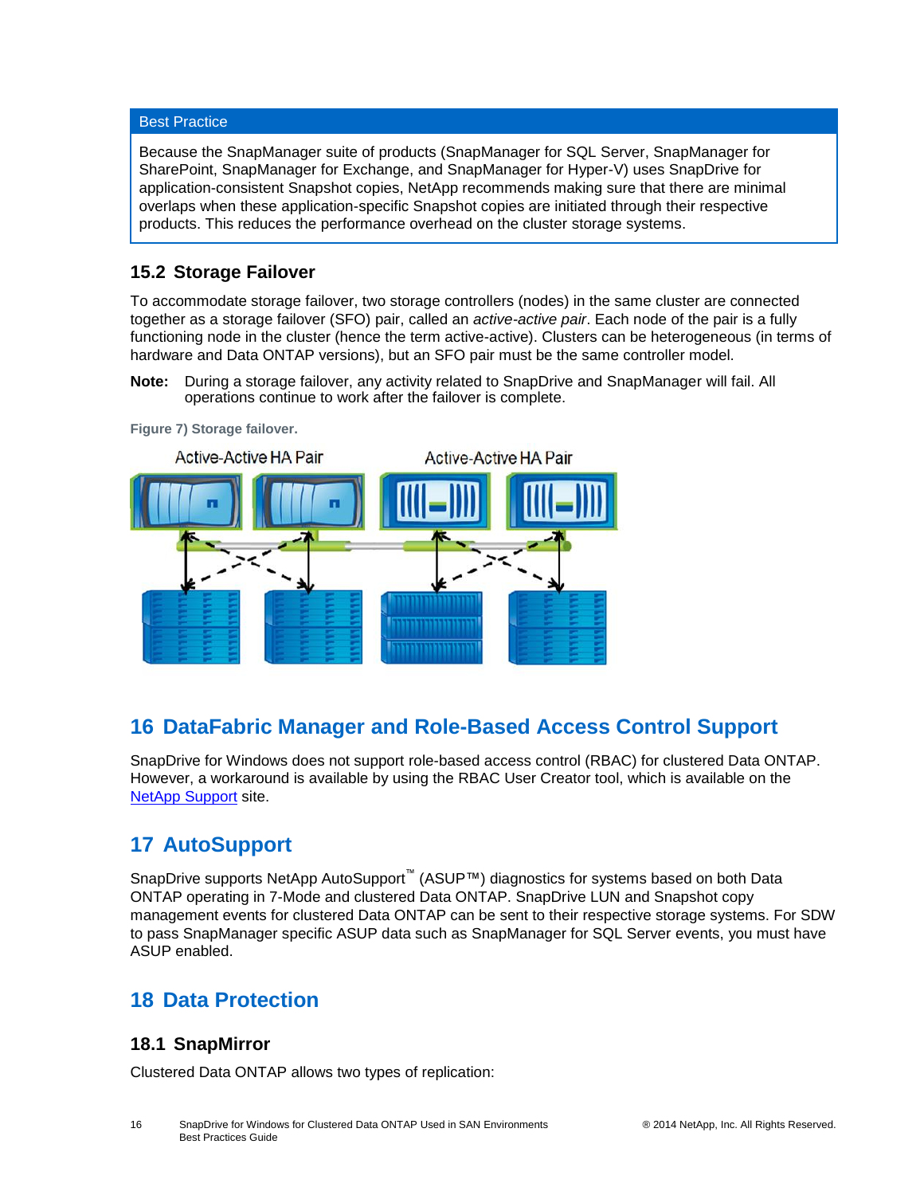**Best Practice**

Because the SnapManager suite of products (SnapManager for SQL Server, SnapManager for SharePoint, SnapManager for Exchange, and SnapManager for Hyper-V) uses SnapDrive for application-consistent Snapshot copies, NetApp recommends making sure that there are minimal overlaps when these application-specific Snapshot copies are initiated through their respective products. This reduces the performance overhead on the cluster storage systems.

### 15.2 Storage Failover

To accommodate storage failover, two storage controllers (nodes) in the same cluster are connected together as a storage failover (SFO) pair, called an *active-active pair*. Each node of the pair is a fully functioning node in the cluster (hence the term active-active). Clusters can be heterogeneous (in terms of hardware and Data ONTAP versions), but an SFO pair must be the same controller model.

**Note:** During a storage failover, any activity related to SnapDrive and SnapManager will fail. All operations continue to work after the failover is complete.

**Figure 7) Storage failover.**

## 16 DataFabric Manager and Role-Based Access Control Support

SnapDrive for Windows does not support role-based access control (RBAC) for clustered Data ONTAP. However, a workaround is available by using the RBAC User Creator tool, which is available on the NetApp Support site.

## 17 AutoSupport

SnapDrive supports NetApp AutoSupport™ (ASUP™) diagnostics for systems based on both Data ONTAP operating in 7-Mode and clustered Data ONTAP. SnapDrive LUN and Snapshot copy management events for clustered Data ONTAP can be sent to their respective storage systems. For SDW to pass SnapManager specific ASUP data such as SnapManager for SQL Server events, you must have ASUP enabled.

## 18 Data Protection

### 18.1 SnapMirror

Clustered Data ONTAP allows two types of replication: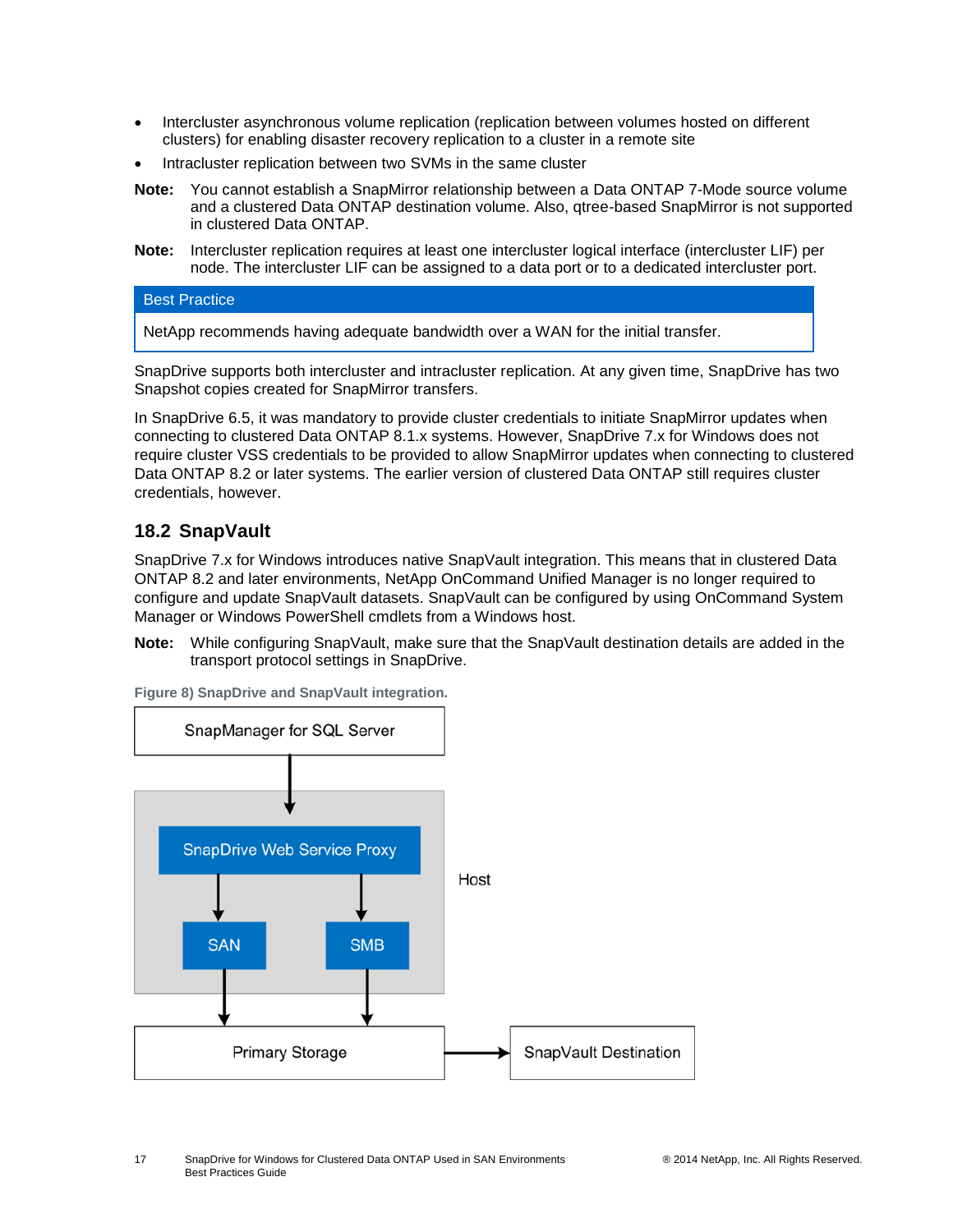- Intercluster asynchronous volume replication (replication between volumes hosted on different clusters) for enabling disaster recovery replication to a cluster in a remote site
- Intracluster replication between two SVMs in the same cluster

**Note:** You cannot establish a SnapMirror relationship between a Data ONTAP 7-Mode source volume and a clustered Data ONTAP destination volume. Also, qtree-based SnapMirror is not supported in clustered Data ONTAP.

**Note:** Intercluster replication requires at least one intercluster logical interface (intercluster LIF) per node. The intercluster LIF can be assigned to a data port or to a dedicated intercluster port.

| Best Practice |
| --- |
| NetApp recommends having adequate bandwidth over a WAN for the initial transfer. |

SnapDrive supports both intercluster and intracluster replication. At any given time, SnapDrive has two Snapshot copies created for SnapMirror transfers.

In SnapDrive 6.5, it was mandatory to provide cluster credentials to initiate SnapMirror updates when connecting to clustered Data ONTAP 8.1.x systems. However, SnapDrive 7.x for Windows does not require cluster VSS credentials to be provided to allow SnapMirror updates when connecting to clustered Data ONTAP 8.2 or later systems. The earlier version of clustered Data ONTAP still requires cluster credentials, however.

## 18.2 SnapVault

SnapDrive 7.x for Windows introduces native SnapVault integration. This means that in clustered Data ONTAP 8.2 and later environments, NetApp OnCommand Unified Manager is no longer required to configure and update SnapVault datasets. SnapVault can be configured by using OnCommand System Manager or Windows PowerShell cmdlets from a Windows host.

**Note:** While configuring SnapVault, make sure that the SnapVault destination details are added in the transport protocol settings in SnapDrive.

**Figure 8) SnapDrive and SnapVault integration.**

SnapManager for SQL Server

SnapDrive Web Service Proxy

SAN

SMB

Host

Primary Storage

SnapVault Destination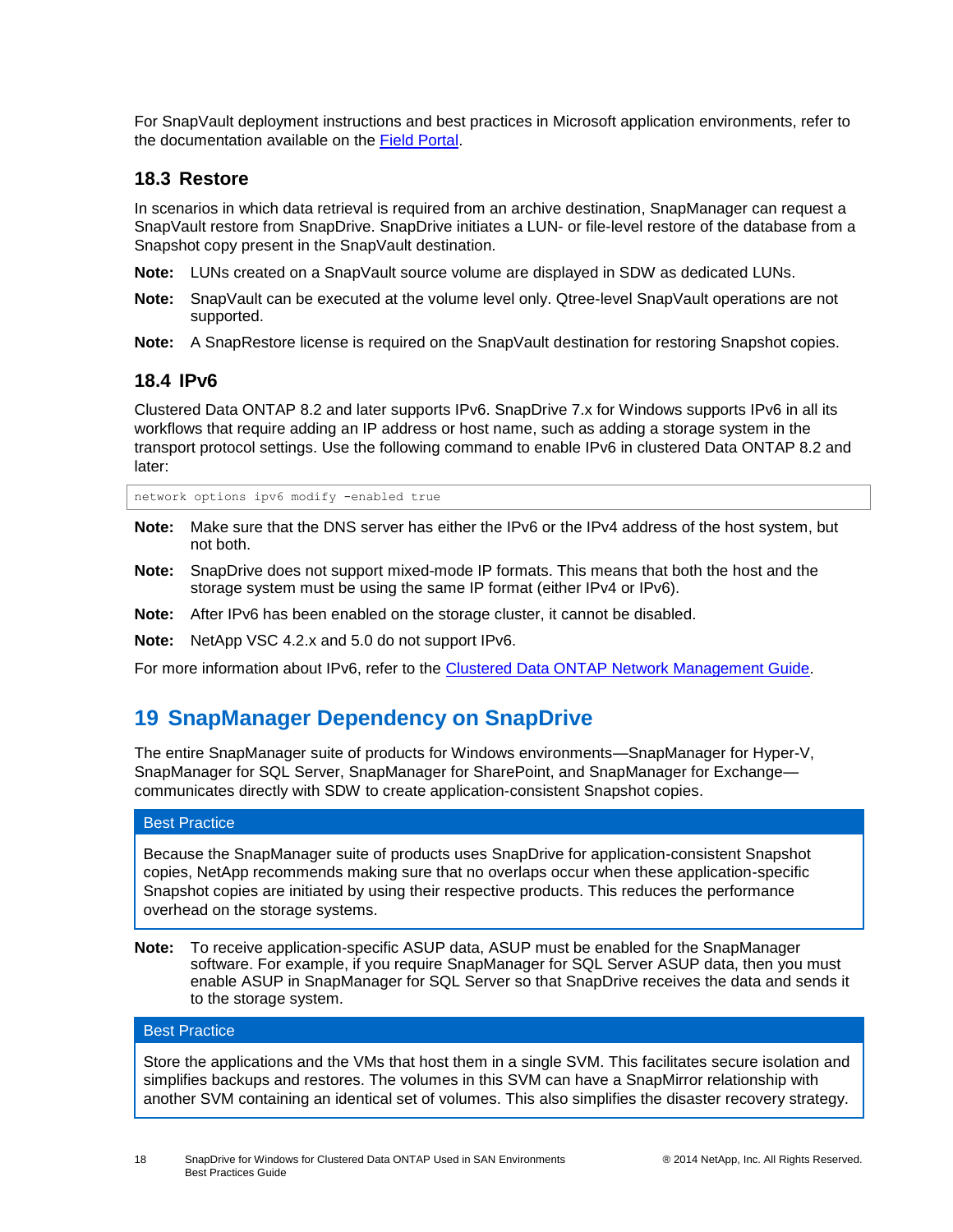For SnapVault deployment instructions and best practices in Microsoft application environments, refer to the documentation available on the [Field Portal](#).

### 18.3 Restore

In scenarios in which data retrieval is required from an archive destination, SnapManager can request a SnapVault restore from SnapDrive. SnapDrive initiates a LUN- or file-level restore of the database from a Snapshot copy present in the SnapVault destination.

**Note:** LUNs created on a SnapVault source volume are displayed in SDW as dedicated LUNs.

**Note:** SnapVault can be executed at the volume level only. Qtree-level SnapVault operations are not supported.

**Note:** A SnapRestore license is required on the SnapVault destination for restoring Snapshot copies.

### 18.4 IPv6

Clustered Data ONTAP 8.2 and later supports IPv6. SnapDrive 7.x for Windows supports IPv6 in all its workflows that require adding an IP address or host name, such as adding a storage system in the transport protocol settings. Use the following command to enable IPv6 in clustered Data ONTAP 8.2 and later:

```
network options ipv6 modify -enabled true
```

**Note:** Make sure that the DNS server has either the IPv6 or the IPv4 address of the host system, but not both.

**Note:** SnapDrive does not support mixed-mode IP formats. This means that both the host and the storage system must be using the same IP format (either IPv4 or IPv6).

**Note:** After IPv6 has been enabled on the storage cluster, it cannot be disabled.

**Note:** NetApp VSC 4.2.x and 5.0 do not support IPv6.

For more information about IPv6, refer to the [Clustered Data ONTAP Network Management Guide](#).

## 19 SnapManager Dependency on SnapDrive

The entire SnapManager suite of products for Windows environments—SnapManager for Hyper-V, SnapManager for SQL Server, SnapManager for SharePoint, and SnapManager for Exchange—communicates directly with SDW to create application-consistent Snapshot copies.

| Best Practice |
| --- |
| Because the SnapManager suite of products uses SnapDrive for application-consistent Snapshot copies, NetApp recommends making sure that no overlaps occur when these application-specific Snapshot copies are initiated by using their respective products. This reduces the performance overhead on the storage systems. |

**Note:** To receive application-specific ASUP data, ASUP must be enabled for the SnapManager software. For example, if you require SnapManager for SQL Server ASUP data, then you must enable ASUP in SnapManager for SQL Server so that SnapDrive receives the data and sends it to the storage system.

| Best Practice |
| --- |
| Store the applications and the VMs that host them in a single SVM. This facilitates secure isolation and simplifies backups and restores. The volumes in this SVM can have a SnapMirror relationship with another SVM containing an identical set of volumes. This also simplifies the disaster recovery strategy. |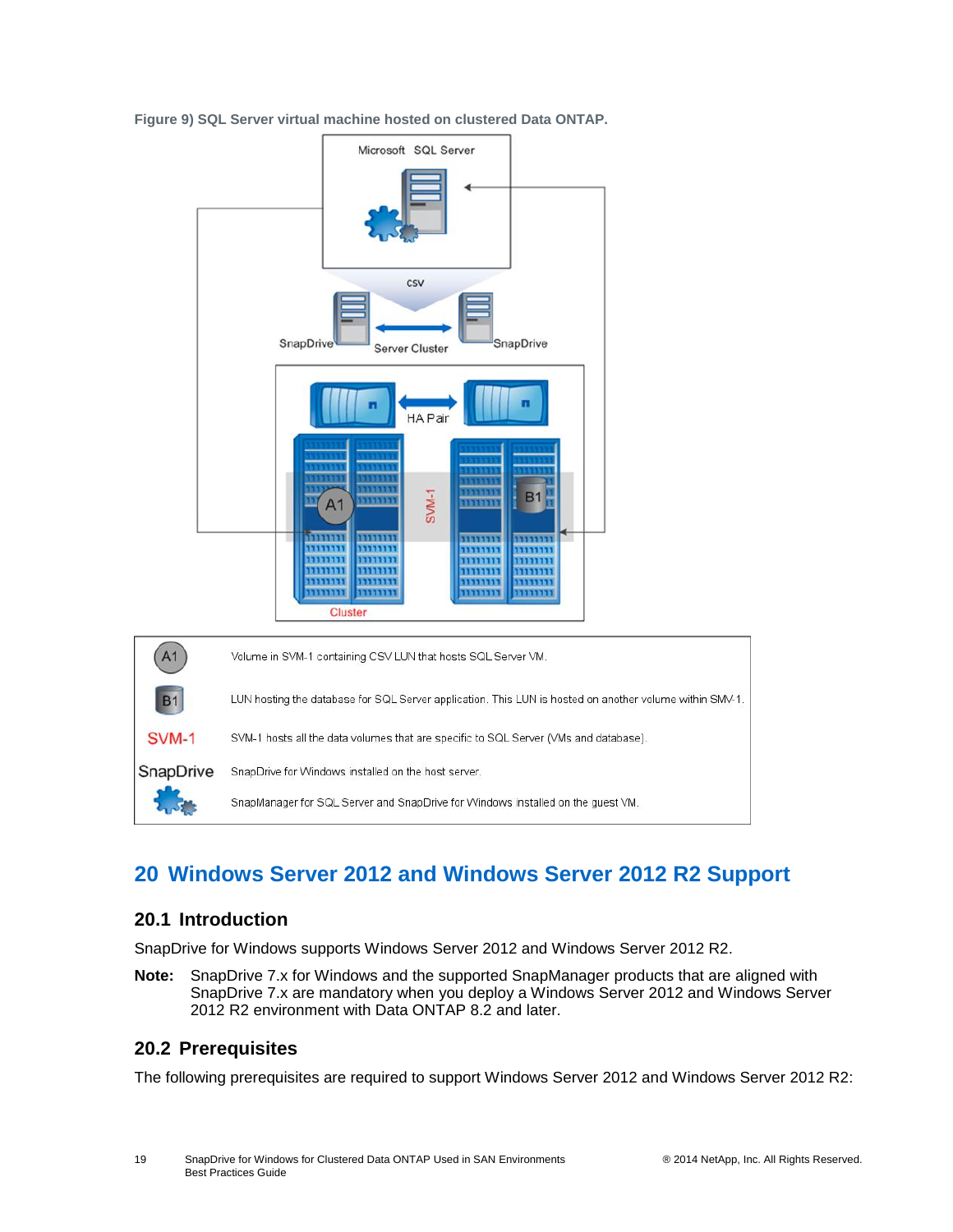**Figure 9) SQL Server virtual machine hosted on clustered Data ONTAP.**

| | |
|---|---|
| A1 | Volume in SVM-1 containing CSV LUN that hosts SQL Server VM. |
| B1 | LUN hosting the database for SQL Server application. This LUN is hosted on another volume within SMV-1. |
| SVM-1 | SVM-1 hosts all the data volumes that are specific to SQL Server (VMs and database). |
| SnapDrive | SnapDrive for Windows installed on the host server. |
| | SnapManager for SQL Server and SnapDrive for Windows installed on the guest VM. |

# 20 Windows Server 2012 and Windows Server 2012 R2 Support

## 20.1 Introduction

SnapDrive for Windows supports Windows Server 2012 and Windows Server 2012 R2.

**Note:** SnapDrive 7.x for Windows and the supported SnapManager products that are aligned with SnapDrive 7.x are mandatory when you deploy a Windows Server 2012 and Windows Server 2012 R2 environment with Data ONTAP 8.2 and later.

## 20.2 Prerequisites

The following prerequisites are required to support Windows Server 2012 and Windows Server 2012 R2: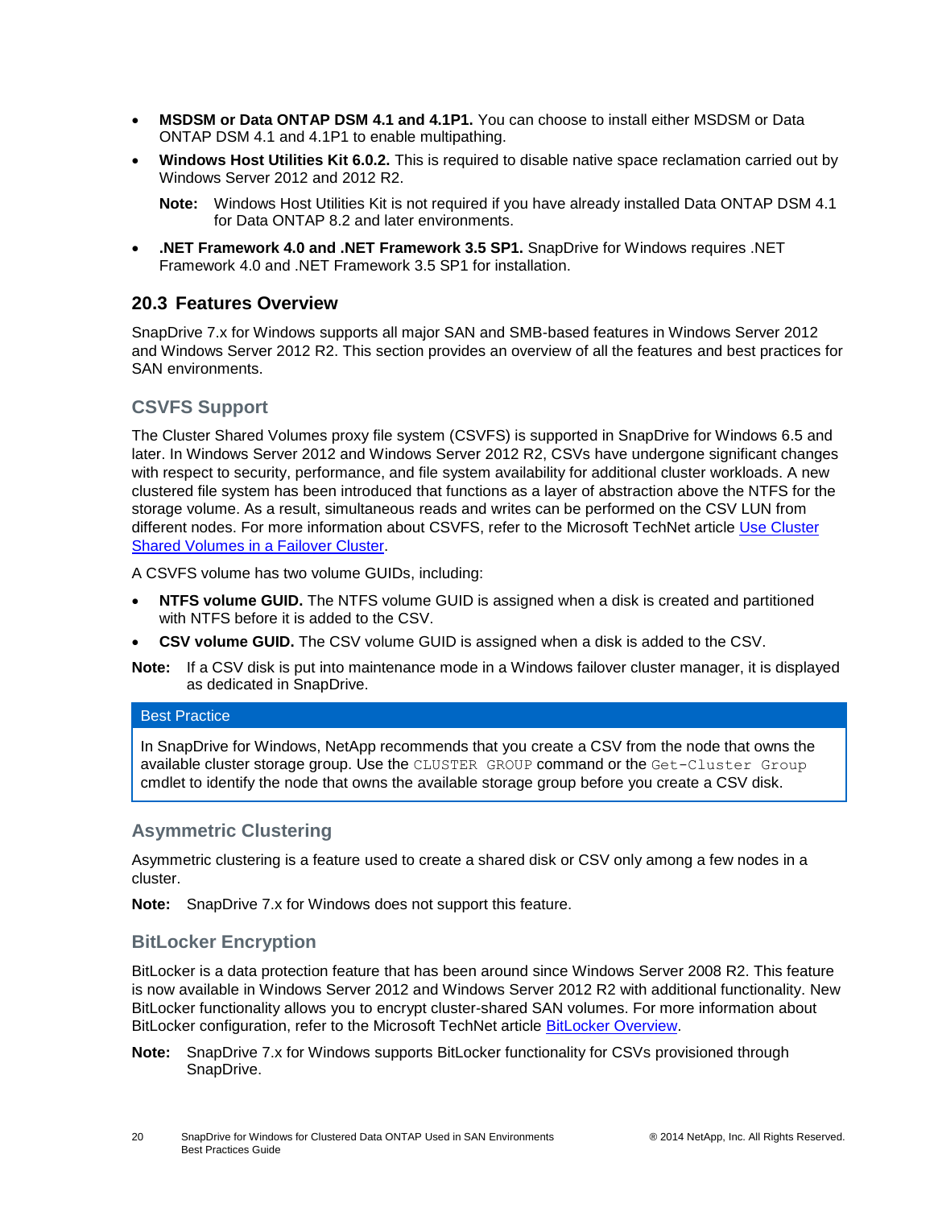- **MSDSM or Data ONTAP DSM 4.1 and 4.1P1.** You can choose to install either MSDSM or Data ONTAP DSM 4.1 and 4.1P1 to enable multipathing.
- **Windows Host Utilities Kit 6.0.2.** This is required to disable native space reclamation carried out by Windows Server 2012 and 2012 R2.

  **Note:** Windows Host Utilities Kit is not required if you have already installed Data ONTAP DSM 4.1 for Data ONTAP 8.2 and later environments.

- **.NET Framework 4.0 and .NET Framework 3.5 SP1.** SnapDrive for Windows requires .NET Framework 4.0 and .NET Framework 3.5 SP1 for installation.

## 20.3 Features Overview

SnapDrive 7.x for Windows supports all major SAN and SMB-based features in Windows Server 2012 and Windows Server 2012 R2. This section provides an overview of all the features and best practices for SAN environments.

### CSVFS Support

The Cluster Shared Volumes proxy file system (CSVFS) is supported in SnapDrive for Windows 6.5 and later. In Windows Server 2012 and Windows Server 2012 R2, CSVs have undergone significant changes with respect to security, performance, and file system availability for additional cluster workloads. A new clustered file system has been introduced that functions as a layer of abstraction above the NTFS for the storage volume. As a result, simultaneous reads and writes can be performed on the CSV LUN from different nodes. For more information about CSVFS, refer to the Microsoft TechNet article Use Cluster Shared Volumes in a Failover Cluster.

A CSVFS volume has two volume GUIDs, including:

- **NTFS volume GUID.** The NTFS volume GUID is assigned when a disk is created and partitioned with NTFS before it is added to the CSV.
- **CSV volume GUID.** The CSV volume GUID is assigned when a disk is added to the CSV.

**Note:** If a CSV disk is put into maintenance mode in a Windows failover cluster manager, it is displayed as dedicated in SnapDrive.

| Best Practice |
|---|
| In SnapDrive for Windows, NetApp recommends that you create a CSV from the node that owns the available cluster storage group. Use the `CLUSTER GROUP` command or the `Get-Cluster Group` cmdlet to identify the node that owns the available storage group before you create a CSV disk. |

### Asymmetric Clustering

Asymmetric clustering is a feature used to create a shared disk or CSV only among a few nodes in a cluster.

**Note:** SnapDrive 7.x for Windows does not support this feature.

### BitLocker Encryption

BitLocker is a data protection feature that has been around since Windows Server 2008 R2. This feature is now available in Windows Server 2012 and Windows Server 2012 R2 with additional functionality. New BitLocker functionality allows you to encrypt cluster-shared SAN volumes. For more information about BitLocker configuration, refer to the Microsoft TechNet article BitLocker Overview.

**Note:** SnapDrive 7.x for Windows supports BitLocker functionality for CSVs provisioned through SnapDrive.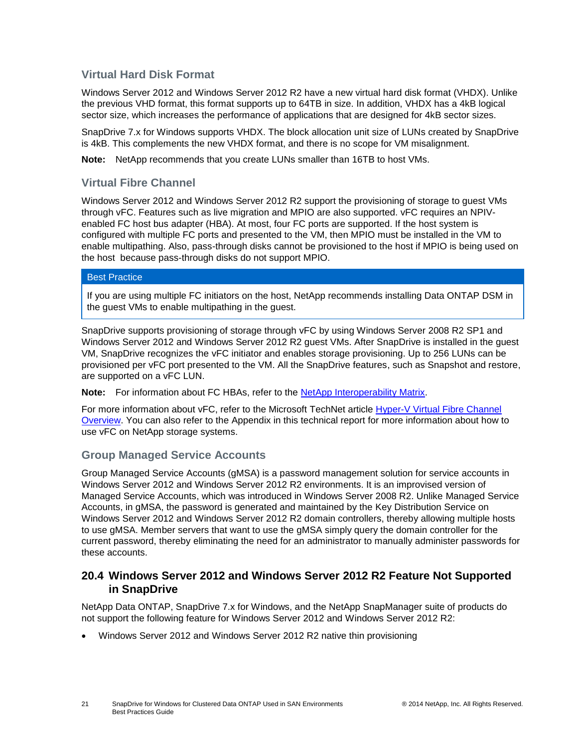### Virtual Hard Disk Format

Windows Server 2012 and Windows Server 2012 R2 have a new virtual hard disk format (VHDX). Unlike the previous VHD format, this format supports up to 64TB in size. In addition, VHDX has a 4kB logical sector size, which increases the performance of applications that are designed for 4kB sector sizes.

SnapDrive 7.x for Windows supports VHDX. The block allocation unit size of LUNs created by SnapDrive is 4kB. This complements the new VHDX format, and there is no scope for VM misalignment.

**Note:** NetApp recommends that you create LUNs smaller than 16TB to host VMs.

### Virtual Fibre Channel

Windows Server 2012 and Windows Server 2012 R2 support the provisioning of storage to guest VMs through vFC. Features such as live migration and MPIO are also supported. vFC requires an NPIV-enabled FC host bus adapter (HBA). At most, four FC ports are supported. If the host system is configured with multiple FC ports and presented to the VM, then MPIO must be installed in the VM to enable multipathing. Also, pass-through disks cannot be provisioned to the host if MPIO is being used on the host because pass-through disks do not support MPIO.

| Best Practice |
| --- |
| If you are using multiple FC initiators on the host, NetApp recommends installing Data ONTAP DSM in the guest VMs to enable multipathing in the guest. |

SnapDrive supports provisioning of storage through vFC by using Windows Server 2008 R2 SP1 and Windows Server 2012 and Windows Server 2012 R2 guest VMs. After SnapDrive is installed in the guest VM, SnapDrive recognizes the vFC initiator and enables storage provisioning. Up to 256 LUNs can be provisioned per vFC port presented to the VM. All the SnapDrive features, such as Snapshot and restore, are supported on a vFC LUN.

**Note:** For information about FC HBAs, refer to the NetApp Interoperability Matrix.

For more information about vFC, refer to the Microsoft TechNet article Hyper-V Virtual Fibre Channel Overview. You can also refer to the Appendix in this technical report for more information about how to use vFC on NetApp storage systems.

### Group Managed Service Accounts

Group Managed Service Accounts (gMSA) is a password management solution for service accounts in Windows Server 2012 and Windows Server 2012 R2 environments. It is an improvised version of Managed Service Accounts, which was introduced in Windows Server 2008 R2. Unlike Managed Service Accounts, in gMSA, the password is generated and maintained by the Key Distribution Service on Windows Server 2012 and Windows Server 2012 R2 domain controllers, thereby allowing multiple hosts to use gMSA. Member servers that want to use the gMSA simply query the domain controller for the current password, thereby eliminating the need for an administrator to manually administer passwords for these accounts.

## 20.4 Windows Server 2012 and Windows Server 2012 R2 Feature Not Supported in SnapDrive

NetApp Data ONTAP, SnapDrive 7.x for Windows, and the NetApp SnapManager suite of products do not support the following feature for Windows Server 2012 and Windows Server 2012 R2:

- Windows Server 2012 and Windows Server 2012 R2 native thin provisioning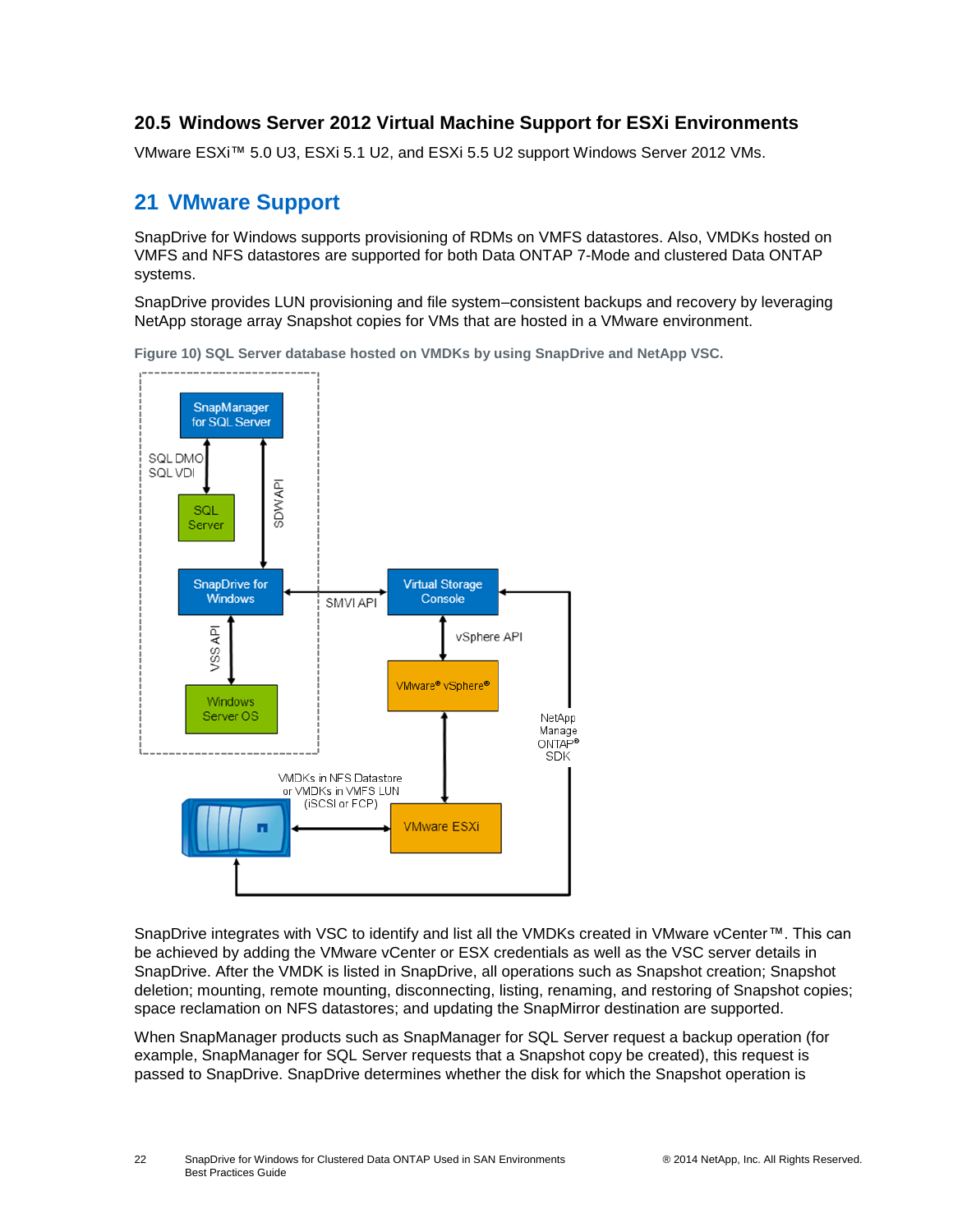## 20.5 Windows Server 2012 Virtual Machine Support for ESXi Environments

VMware ESXi™ 5.0 U3, ESXi 5.1 U2, and ESXi 5.5 U2 support Windows Server 2012 VMs.

# 21 VMware Support

SnapDrive for Windows supports provisioning of RDMs on VMFS datastores. Also, VMDKs hosted on VMFS and NFS datastores are supported for both Data ONTAP 7-Mode and clustered Data ONTAP systems.

SnapDrive provides LUN provisioning and file system–consistent backups and recovery by leveraging NetApp storage array Snapshot copies for VMs that are hosted in a VMware environment.

**Figure 10) SQL Server database hosted on VMDKs by using SnapDrive and NetApp VSC.**

SnapDrive integrates with VSC to identify and list all the VMDKs created in VMware vCenter™. This can be achieved by adding the VMware vCenter or ESX credentials as well as the VSC server details in SnapDrive. After the VMDK is listed in SnapDrive, all operations such as Snapshot creation; Snapshot deletion; mounting, remote mounting, disconnecting, listing, renaming, and restoring of Snapshot copies; space reclamation on NFS datastores; and updating the SnapMirror destination are supported.

When SnapManager products such as SnapManager for SQL Server request a backup operation (for example, SnapManager for SQL Server requests that a Snapshot copy be created), this request is passed to SnapDrive. SnapDrive determines whether the disk for which the Snapshot operation is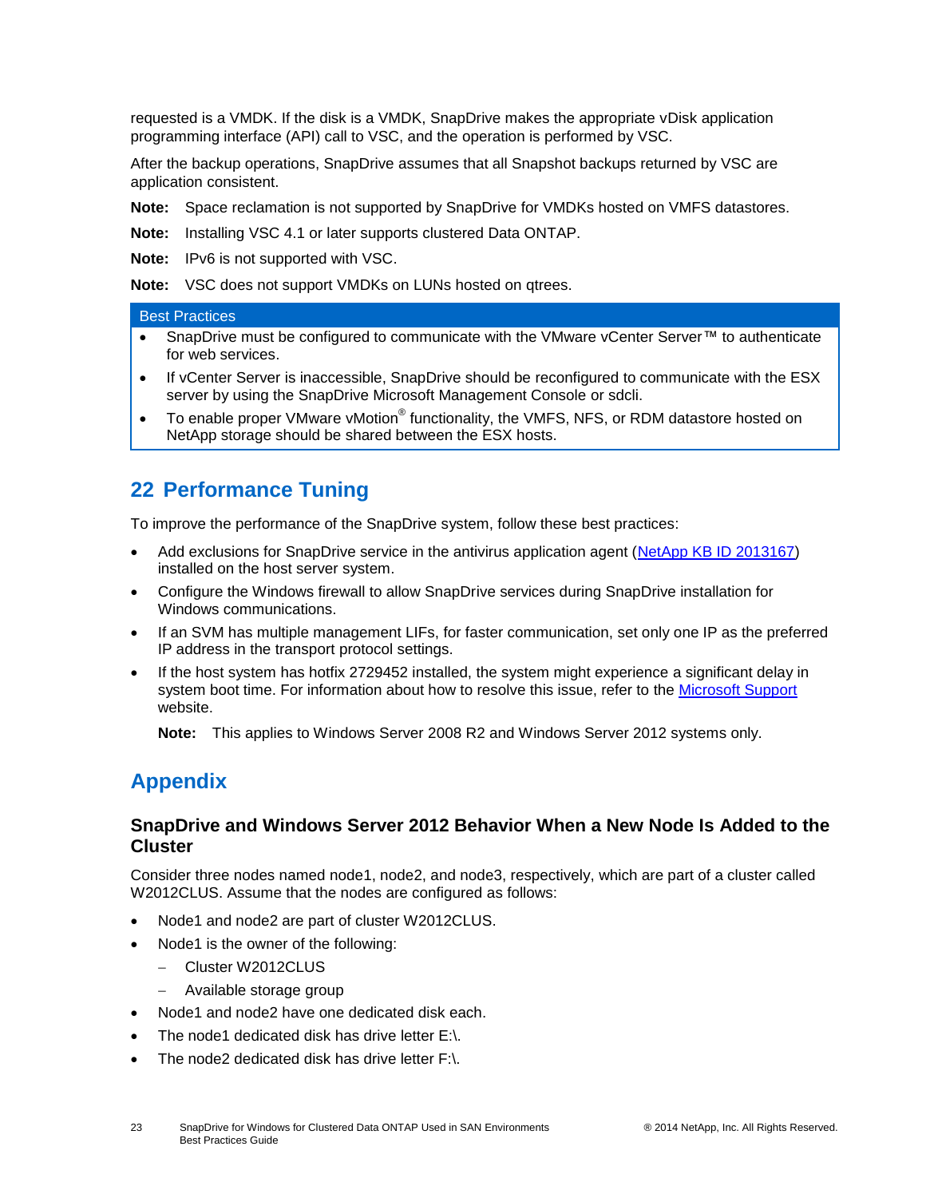requested is a VMDK. If the disk is a VMDK, SnapDrive makes the appropriate vDisk application programming interface (API) call to VSC, and the operation is performed by VSC.

After the backup operations, SnapDrive assumes that all Snapshot backups returned by VSC are application consistent.

**Note:** Space reclamation is not supported by SnapDrive for VMDKs hosted on VMFS datastores.

**Note:** Installing VSC 4.1 or later supports clustered Data ONTAP.

**Note:** IPv6 is not supported with VSC.

**Note:** VSC does not support VMDKs on LUNs hosted on qtrees.

| Best Practices |
| --- |
| • SnapDrive must be configured to communicate with the VMware vCenter Server™ to authenticate for web services.<br>• If vCenter Server is inaccessible, SnapDrive should be reconfigured to communicate with the ESX server by using the SnapDrive Microsoft Management Console or sdcli.<br>• To enable proper VMware vMotion® functionality, the VMFS, NFS, or RDM datastore hosted on NetApp storage should be shared between the ESX hosts. |

# 22 Performance Tuning

To improve the performance of the SnapDrive system, follow these best practices:

- Add exclusions for SnapDrive service in the antivirus application agent (NetApp KB ID 2013167) installed on the host server system.
- Configure the Windows firewall to allow SnapDrive services during SnapDrive installation for Windows communications.
- If an SVM has multiple management LIFs, for faster communication, set only one IP as the preferred IP address in the transport protocol settings.
- If the host system has hotfix 2729452 installed, the system might experience a significant delay in system boot time. For information about how to resolve this issue, refer to the Microsoft Support website.

  **Note:** This applies to Windows Server 2008 R2 and Windows Server 2012 systems only.

# Appendix

## SnapDrive and Windows Server 2012 Behavior When a New Node Is Added to the Cluster

Consider three nodes named node1, node2, and node3, respectively, which are part of a cluster called W2012CLUS. Assume that the nodes are configured as follows:

- Node1 and node2 are part of cluster W2012CLUS.
- Node1 is the owner of the following:
  - Cluster W2012CLUS
  - Available storage group
- Node1 and node2 have one dedicated disk each.
- The node1 dedicated disk has drive letter E:\.
- The node2 dedicated disk has drive letter F:\.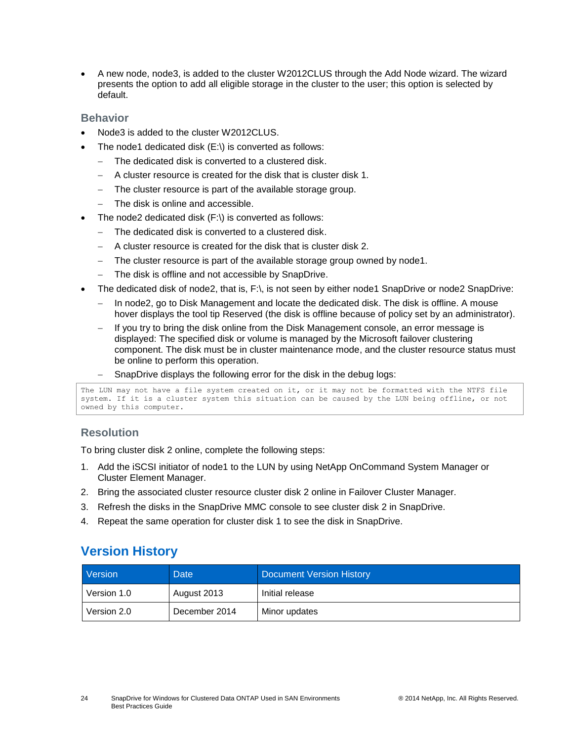- A new node, node3, is added to the cluster W2012CLUS through the Add Node wizard. The wizard presents the option to add all eligible storage in the cluster to the user; this option is selected by default.

### Behavior

- Node3 is added to the cluster W2012CLUS.
- The node1 dedicated disk (E:\) is converted as follows:
  - The dedicated disk is converted to a clustered disk.
  - A cluster resource is created for the disk that is cluster disk 1.
  - The cluster resource is part of the available storage group.
  - The disk is online and accessible.
- The node2 dedicated disk (F:\) is converted as follows:
  - The dedicated disk is converted to a clustered disk.
  - A cluster resource is created for the disk that is cluster disk 2.
  - The cluster resource is part of the available storage group owned by node1.
  - The disk is offline and not accessible by SnapDrive.
- The dedicated disk of node2, that is, F:\, is not seen by either node1 SnapDrive or node2 SnapDrive:
  - In node2, go to Disk Management and locate the dedicated disk. The disk is offline. A mouse hover displays the tool tip Reserved (the disk is offline because of policy set by an administrator).
  - If you try to bring the disk online from the Disk Management console, an error message is displayed: The specified disk or volume is managed by the Microsoft failover clustering component. The disk must be in cluster maintenance mode, and the cluster resource status must be online to perform this operation.
  - SnapDrive displays the following error for the disk in the debug logs:

```
The LUN may not have a file system created on it, or it may not be formatted with the NTFS file
system. If it is a cluster system this situation can be caused by the LUN being offline, or not
owned by this computer.
```

### Resolution

To bring cluster disk 2 online, complete the following steps:

1. Add the iSCSI initiator of node1 to the LUN by using NetApp OnCommand System Manager or Cluster Element Manager.
2. Bring the associated cluster resource cluster disk 2 online in Failover Cluster Manager.
3. Refresh the disks in the SnapDrive MMC console to see cluster disk 2 in SnapDrive.
4. Repeat the same operation for cluster disk 1 to see the disk in SnapDrive.

## Version History

| Version | Date | Document Version History |
| --- | --- | --- |
| Version 1.0 | August 2013 | Initial release |
| Version 2.0 | December 2014 | Minor updates |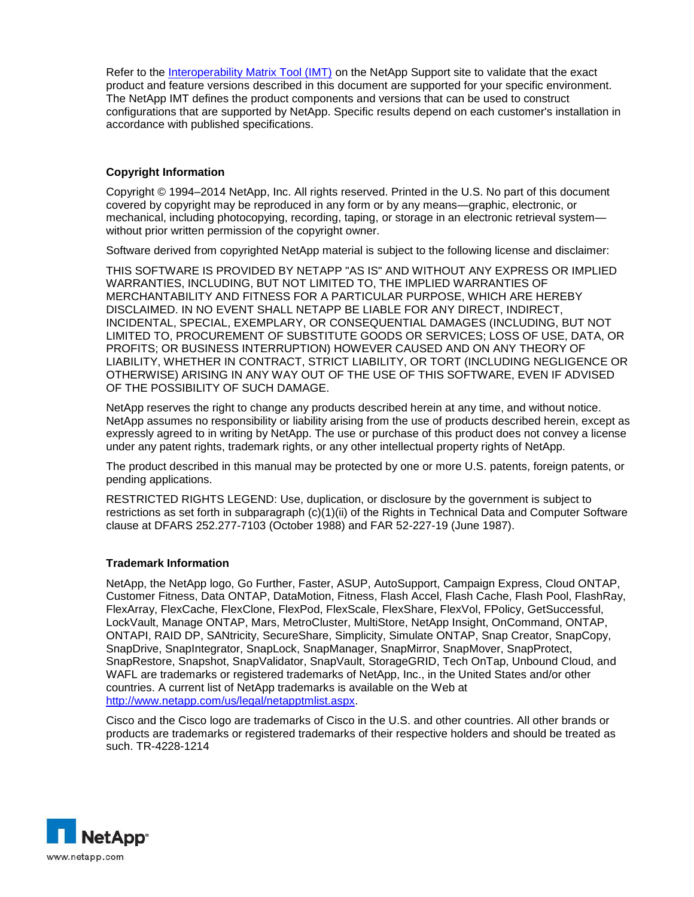Refer to the [Interoperability Matrix Tool (IMT)](#) on the NetApp Support site to validate that the exact product and feature versions described in this document are supported for your specific environment. The NetApp IMT defines the product components and versions that can be used to construct configurations that are supported by NetApp. Specific results depend on each customer's installation in accordance with published specifications.

**Copyright Information**

Copyright © 1994–2014 NetApp, Inc. All rights reserved. Printed in the U.S. No part of this document covered by copyright may be reproduced in any form or by any means—graphic, electronic, or mechanical, including photocopying, recording, taping, or storage in an electronic retrieval system—without prior written permission of the copyright owner.

Software derived from copyrighted NetApp material is subject to the following license and disclaimer:

THIS SOFTWARE IS PROVIDED BY NETAPP "AS IS" AND WITHOUT ANY EXPRESS OR IMPLIED WARRANTIES, INCLUDING, BUT NOT LIMITED TO, THE IMPLIED WARRANTIES OF MERCHANTABILITY AND FITNESS FOR A PARTICULAR PURPOSE, WHICH ARE HEREBY DISCLAIMED. IN NO EVENT SHALL NETAPP BE LIABLE FOR ANY DIRECT, INDIRECT, INCIDENTAL, SPECIAL, EXEMPLARY, OR CONSEQUENTIAL DAMAGES (INCLUDING, BUT NOT LIMITED TO, PROCUREMENT OF SUBSTITUTE GOODS OR SERVICES; LOSS OF USE, DATA, OR PROFITS; OR BUSINESS INTERRUPTION) HOWEVER CAUSED AND ON ANY THEORY OF LIABILITY, WHETHER IN CONTRACT, STRICT LIABILITY, OR TORT (INCLUDING NEGLIGENCE OR OTHERWISE) ARISING IN ANY WAY OUT OF THE USE OF THIS SOFTWARE, EVEN IF ADVISED OF THE POSSIBILITY OF SUCH DAMAGE.

NetApp reserves the right to change any products described herein at any time, and without notice. NetApp assumes no responsibility or liability arising from the use of products described herein, except as expressly agreed to in writing by NetApp. The use or purchase of this product does not convey a license under any patent rights, trademark rights, or any other intellectual property rights of NetApp.

The product described in this manual may be protected by one or more U.S. patents, foreign patents, or pending applications.

RESTRICTED RIGHTS LEGEND: Use, duplication, or disclosure by the government is subject to restrictions as set forth in subparagraph (c)(1)(ii) of the Rights in Technical Data and Computer Software clause at DFARS 252.277-7103 (October 1988) and FAR 52-227-19 (June 1987).

**Trademark Information**

NetApp, the NetApp logo, Go Further, Faster, ASUP, AutoSupport, Campaign Express, Cloud ONTAP, Customer Fitness, Data ONTAP, DataMotion, Fitness, Flash Accel, Flash Cache, Flash Pool, FlashRay, FlexArray, FlexCache, FlexClone, FlexPod, FlexScale, FlexShare, FlexVol, FPolicy, GetSuccessful, LockVault, Manage ONTAP, Mars, MetroCluster, MultiStore, NetApp Insight, OnCommand, ONTAP, ONTAPI, RAID DP, SANtricity, SecureShare, Simplicity, Simulate ONTAP, Snap Creator, SnapCopy, SnapDrive, SnapIntegrator, SnapLock, SnapManager, SnapMirror, SnapMover, SnapProtect, SnapRestore, Snapshot, SnapValidator, SnapVault, StorageGRID, Tech OnTap, Unbound Cloud, and WAFL are trademarks or registered trademarks of NetApp, Inc., in the United States and/or other countries. A current list of NetApp trademarks is available on the Web at [http://www.netapp.com/us/legal/netapptmlist.aspx](http://www.netapp.com/us/legal/netapptmlist.aspx).

Cisco and the Cisco logo are trademarks of Cisco in the U.S. and other countries. All other brands or products are trademarks or registered trademarks of their respective holders and should be treated as such. TR-4228-1214

NetApp®

www.netapp.com